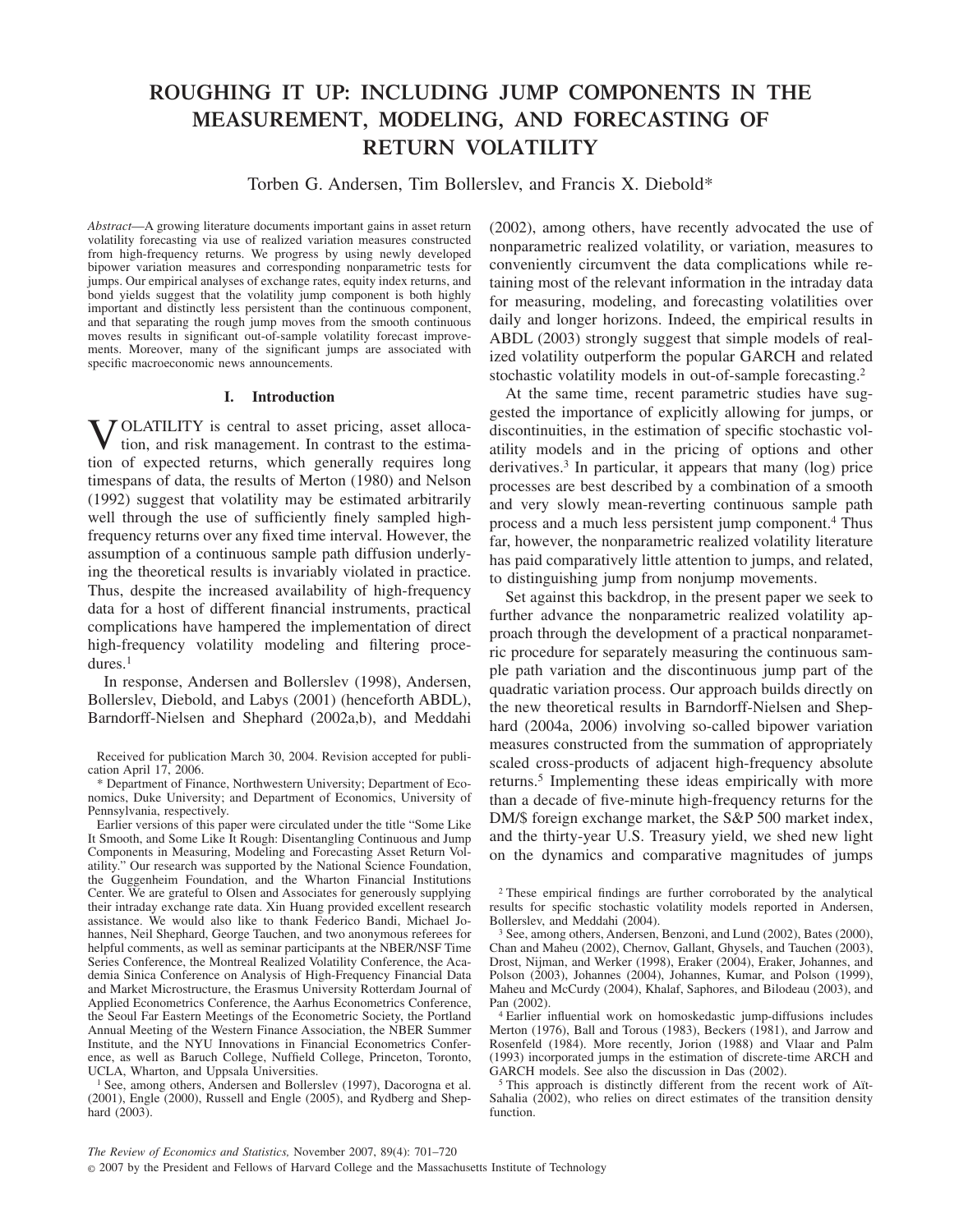# ROUGHING IT UP: INCLUDING JUMP COMPONENTS IN THE MEASUREMENT, MODELING, AND FORECASTING OF RETURN VOLATILITY

Torben G. Andersen, Tim Bollerslev, and Francis X. Diebold*

*Abstract*—A growing literature documents important gains in asset return volatility forecasting via use of realized variation measures constructed from high-frequency returns. We progress by using newly developed bipower variation measures and corresponding nonparametric tests for jumps. Our empirical analyses of exchange rates, equity index returns, and bond yields suggest that the volatility jump component is both highly important and distinctly less persistent than the continuous component, and that separating the rough jump moves from the smooth continuous moves results in significant out-of-sample volatility forecast improvements. Moreover, many of the significant jumps are associated with specific macroeconomic news announcements.

## I. Introduction

VOLATILITY is central to asset pricing, asset allocation, and risk management. In contrast to the estimation of expected returns, which generally requires long timespans of data, the results of Merton (1980) and Nelson (1992) suggest that volatility may be estimated arbitrarily well through the use of sufficiently finely sampled high-frequency returns over any fixed time interval. However, the assumption of a continuous sample path diffusion underlying the theoretical results is invariably violated in practice. Thus, despite the increased availability of high-frequency data for a host of different financial instruments, practical complications have hampered the implementation of direct high-frequency volatility modeling and filtering procedures.[1]

In response, Andersen and Bollerslev (1998), Andersen, Bollerslev, Diebold, and Labys (2001) (henceforth ABDL), Barndorff-Nielsen and Shephard (2002a,b), and Meddahi (2002), among others, have recently advocated the use of nonparametric realized volatility, or variation, measures to conveniently circumvent the data complications while retaining most of the relevant information in the intraday data for measuring, modeling, and forecasting volatilities over daily and longer horizons. Indeed, the empirical results in ABDL (2003) strongly suggest that simple models of realized volatility outperform the popular GARCH and related stochastic volatility models in out-of-sample forecasting.[2]

At the same time, recent parametric studies have suggested the importance of explicitly allowing for jumps, or discontinuities, in the estimation of specific stochastic volatility models and in the pricing of options and other derivatives.[3] In particular, it appears that many (log) price processes are best described by a combination of a smooth and very slowly mean-reverting continuous sample path process and a much less persistent jump component.[4] Thus far, however, the nonparametric realized volatility literature has paid comparatively little attention to jumps, and related, to distinguishing jump from nonjump movements.

Set against this backdrop, in the present paper we seek to further advance the nonparametric realized volatility approach through the development of a practical nonparametric procedure for separately measuring the continuous sample path variation and the discontinuous jump part of the quadratic variation process. Our approach builds directly on the new theoretical results in Barndorff-Nielsen and Shephard (2004a, 2006) involving so-called bipower variation measures constructed from the summation of appropriately scaled cross-products of adjacent high-frequency absolute returns.[5] Implementing these ideas empirically with more than a decade of five-minute high-frequency returns for the DM/$ foreign exchange market, the S&P 500 market index, and the thirty-year U.S. Treasury yield, we shed new light on the dynamics and comparative magnitudes of jumps

---

Received for publication March 30, 2004. Revision accepted for publication April 17, 2006.

* Department of Finance, Northwestern University; Department of Economics, Duke University; and Department of Economics, University of Pennsylvania, respectively.

Earlier versions of this paper were circulated under the title "Some Like It Smooth, and Some Like It Rough: Disentangling Continuous and Jump Components in Measuring, Modeling and Forecasting Asset Return Volatility." Our research was supported by the National Science Foundation, the Guggenheim Foundation, and the Wharton Financial Institutions Center. We are grateful to Olsen and Associates for generously supplying their intraday exchange rate data. Xin Huang provided excellent research assistance. We would also like to thank Federico Bandi, Michael Johannes, Neil Shephard, George Tauchen, and two anonymous referees for helpful comments, as well as seminar participants at the NBER/NSF Time Series Conference, the Montreal Realized Volatility Conference, the Academia Sinica Conference on Analysis of High-Frequency Financial Data and Market Microstructure, the Erasmus University Rotterdam Journal of Applied Econometrics Conference, the Aarhus Econometrics Conference, the Seoul Far Eastern Meetings of the Econometric Society, the Portland Annual Meeting of the Western Finance Association, the NBER Summer Institute, and the NYU Innovations in Financial Econometrics Conference, as well as Baruch College, Nuffield College, Princeton, Toronto, UCLA, Wharton, and Uppsala Universities.

[1] See, among others, Andersen and Bollerslev (1997), Dacorogna et al. (2001), Engle (2000), Russell and Engle (2005), and Rydberg and Shephard (2003).

[2] These empirical findings are further corroborated by the analytical results for specific stochastic volatility models reported in Andersen, Bollerslev, and Meddahi (2004).

[3] See, among others, Andersen, Benzoni, and Lund (2002), Bates (2000), Chan and Maheu (2002), Chernov, Gallant, Ghysels, and Tauchen (2003), Drost, Nijman, and Werker (1998), Eraker (2004), Eraker, Johannes, and Polson (2003), Johannes (2004), Johannes, Kumar, and Polson (1999), Maheu and McCurdy (2004), Khalaf, Saphores, and Bilodeau (2003), and Pan (2002).

[4] Earlier influential work on homoskedastic jump-diffusions includes Merton (1976), Ball and Torous (1983), Beckers (1981), and Jarrow and Rosenfeld (1984). More recently, Jorion (1988) and Vlaar and Palm (1993) incorporated jumps in the estimation of discrete-time ARCH and GARCH models. See also the discussion in Das (2002).

[5] This approach is distinctly different from the recent work of Aït-Sahalia (2002), who relies on direct estimates of the transition density function.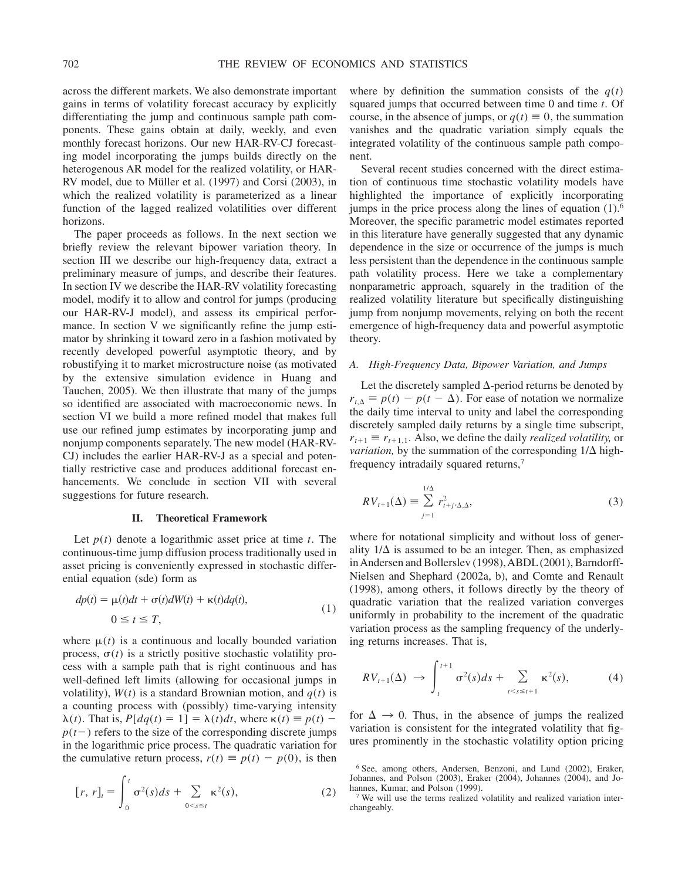across the different markets. We also demonstrate important gains in terms of volatility forecast accuracy by explicitly differentiating the jump and continuous sample path components. These gains obtain at daily, weekly, and even monthly forecast horizons. Our new HAR-RV-CJ forecasting model incorporating the jumps builds directly on the heterogenous AR model for the realized volatility, or HAR-RV model, due to Müller et al. (1997) and Corsi (2003), in which the realized volatility is parameterized as a linear function of the lagged realized volatilities over different horizons.

The paper proceeds as follows. In the next section we briefly review the relevant bipower variation theory. In section III we describe our high-frequency data, extract a preliminary measure of jumps, and describe their features. In section IV we describe the HAR-RV volatility forecasting model, modify it to allow and control for jumps (producing our HAR-RV-J model), and assess its empirical performance. In section V we significantly refine the jump estimator by shrinking it toward zero in a fashion motivated by recently developed powerful asymptotic theory, and by robustifying it to market microstructure noise (as motivated by the extensive simulation evidence in Huang and Tauchen, 2005). We then illustrate that many of the jumps so identified are associated with macroeconomic news. In section VI we build a more refined model that makes full use our refined jump estimates by incorporating jump and nonjump components separately. The new model (HAR-RV-CJ) includes the earlier HAR-RV-J as a special and potentially restrictive case and produces additional forecast enhancements. We conclude in section VII with several suggestions for future research.

## II. Theoretical Framework

Let $p(t)$ denote a logarithmic asset price at time $t$. The continuous-time jump diffusion process traditionally used in asset pricing is conveniently expressed in stochastic differential equation (sde) form as

$$dp(t) = \mu(t)dt + \sigma(t)dW(t) + \kappa(t)dq(t), \quad 0 \leq t \leq T, \tag{1}$$

where $\mu(t)$ is a continuous and locally bounded variation process, $\sigma(t)$ is a strictly positive stochastic volatility process with a sample path that is right continuous and has well-defined left limits (allowing for occasional jumps in volatility), $W(t)$ is a standard Brownian motion, and $q(t)$ is a counting process with (possibly) time-varying intensity $\lambda(t)$. That is, $P[dq(t) = 1] = \lambda(t)dt$, where $\kappa(t) \equiv p(t) - p(t-)$ refers to the size of the corresponding discrete jumps in the logarithmic price process. The quadratic variation for the cumulative return process, $r(t) \equiv p(t) - p(0)$, is then

$$[r, r]_t = \int_0^t \sigma^2(s)ds + \sum_{0<s\leq t} \kappa^2(s), \tag{2}$$

where by definition the summation consists of the $q(t)$ squared jumps that occurred between time 0 and time $t$. Of course, in the absence of jumps, or $q(t) \equiv 0$, the summation vanishes and the quadratic variation simply equals the integrated volatility of the continuous sample path component.

Several recent studies concerned with the direct estimation of continuous time stochastic volatility models have highlighted the importance of explicitly incorporating jumps in the price process along the lines of equation (1).[6] Moreover, the specific parametric model estimates reported in this literature have generally suggested that any dynamic dependence in the size or occurrence of the jumps is much less persistent than the dependence in the continuous sample path volatility process. Here we take a complementary nonparametric approach, squarely in the tradition of the realized volatility literature but specifically distinguishing jump from nonjump movements, relying on both the recent emergence of high-frequency data and powerful asymptotic theory.

### *A. High-Frequency Data, Bipower Variation, and Jumps*

Let the discretely sampled $\Delta$-period returns be denoted by $r_{t,\Delta} \equiv p(t) - p(t - \Delta)$. For ease of notation we normalize the daily time interval to unity and label the corresponding discretely sampled daily returns by a single time subscript, $r_{t+1} \equiv r_{t+1,1}$. Also, we define the daily *realized volatility,* or *variation,* by the summation of the corresponding $1/\Delta$ high-frequency intradaily squared returns,[7]

$$RV_{t+1}(\Delta) \equiv \sum_{j=1}^{1/\Delta} r^2_{t+j\cdot\Delta,\Delta}, \tag{3}$$

where for notational simplicity and without loss of generality $1/\Delta$ is assumed to be an integer. Then, as emphasized in Andersen and Bollerslev (1998), ABDL (2001), Barndorff-Nielsen and Shephard (2002a, b), and Comte and Renault (1998), among others, it follows directly by the theory of quadratic variation that the realized variation converges uniformly in probability to the increment of the quadratic variation process as the sampling frequency of the underlying returns increases. That is,

$$RV_{t+1}(\Delta) \rightarrow \int_t^{t+1} \sigma^2(s)ds + \sum_{t<s\leq t+1} \kappa^2(s), \tag{4}$$

for $\Delta \rightarrow 0$. Thus, in the absence of jumps the realized variation is consistent for the integrated volatility that figures prominently in the stochastic volatility option pricing

[6] See, among others, Andersen, Benzoni, and Lund (2002), Eraker, Johannes, and Polson (2003), Eraker (2004), Johannes (2004), and Johannes, Kumar, and Polson (1999).

[7] We will use the terms realized volatility and realized variation interchangeably.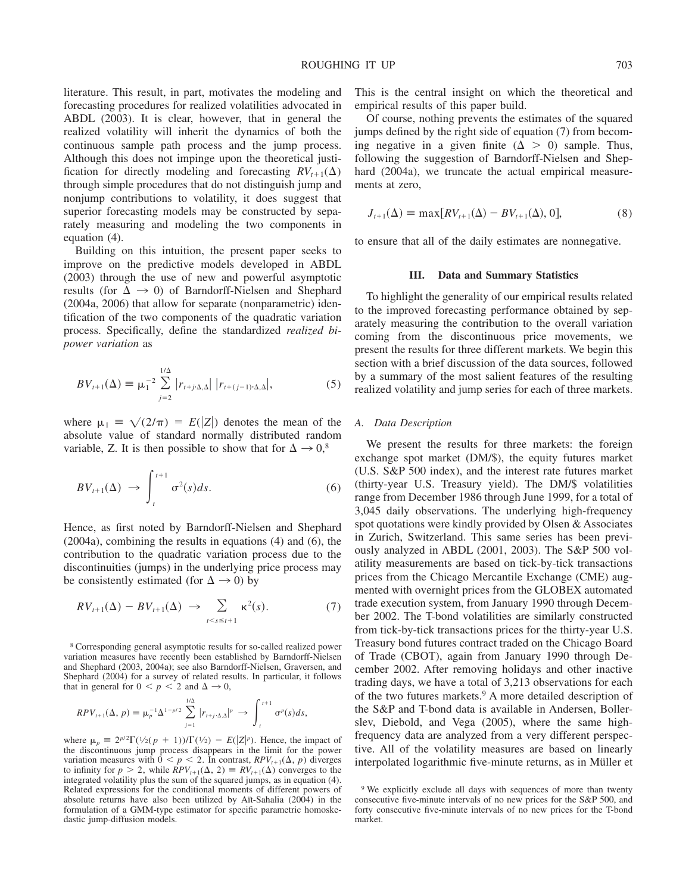literature. This result, in part, motivates the modeling and forecasting procedures for realized volatilities advocated in ABDL (2003). It is clear, however, that in general the realized volatility will inherit the dynamics of both the continuous sample path process and the jump process. Although this does not impinge upon the theoretical justification for directly modeling and forecasting $RV_{t+1}(\Delta)$ through simple procedures that do not distinguish jump and nonjump contributions to volatility, it does suggest that superior forecasting models may be constructed by separately measuring and modeling the two components in equation (4).

Building on this intuition, the present paper seeks to improve on the predictive models developed in ABDL (2003) through the use of new and powerful asymptotic results (for $\Delta \to 0$) of Barndorff-Nielsen and Shephard (2004a, 2006) that allow for separate (nonparametric) identification of the two components of the quadratic variation process. Specifically, define the standardized *realized bipower variation* as

$$BV_{t+1}(\Delta) \equiv \mu_1^{-2} \sum_{j=2}^{1/\Delta} |r_{t+j\cdot\Delta,\Delta}|\ |r_{t+(j-1)\cdot\Delta,\Delta}|, \tag{5}$$

where $\mu_1 \equiv \sqrt{(2/\pi)} = E(|Z|)$ denotes the mean of the absolute value of standard normally distributed random variable, Z. It is then possible to show that for $\Delta \to 0$,[8]

$$BV_{t+1}(\Delta) \to \int_t^{t+1} \sigma^2(s)ds. \tag{6}$$

Hence, as first noted by Barndorff-Nielsen and Shephard (2004a), combining the results in equations (4) and (6), the contribution to the quadratic variation process due to the discontinuities (jumps) in the underlying price process may be consistently estimated (for $\Delta \to 0$) by

$$RV_{t+1}(\Delta) - BV_{t+1}(\Delta) \to \sum_{t<s\leq t+1} \kappa^2(s). \tag{7}$$

This is the central insight on which the theoretical and empirical results of this paper build.

Of course, nothing prevents the estimates of the squared jumps defined by the right side of equation (7) from becoming negative in a given finite ($\Delta > 0$) sample. Thus, following the suggestion of Barndorff-Nielsen and Shephard (2004a), we truncate the actual empirical measurements at zero,

$$J_{t+1}(\Delta) \equiv \max[RV_{t+1}(\Delta) - BV_{t+1}(\Delta), 0], \tag{8}$$

to ensure that all of the daily estimates are nonnegative.

## III. Data and Summary Statistics

To highlight the generality of our empirical results related to the improved forecasting performance obtained by separately measuring the contribution to the overall variation coming from the discontinuous price movements, we present the results for three different markets. We begin this section with a brief discussion of the data sources, followed by a summary of the most salient features of the resulting realized volatility and jump series for each of three markets.

### A. Data Description

We present the results for three markets: the foreign exchange spot market (DM/\$), the equity futures market (U.S. S&P 500 index), and the interest rate futures market (thirty-year U.S. Treasury yield). The DM/\$ volatilities range from December 1986 through June 1999, for a total of 3,045 daily observations. The underlying high-frequency spot quotations were kindly provided by Olsen & Associates in Zurich, Switzerland. This same series has been previously analyzed in ABDL (2001, 2003). The S&P 500 volatility measurements are based on tick-by-tick transactions prices from the Chicago Mercantile Exchange (CME) augmented with overnight prices from the GLOBEX automated trade execution system, from January 1990 through December 2002. The T-bond volatilities are similarly constructed from tick-by-tick transactions prices for the thirty-year U.S. Treasury bond futures contract traded on the Chicago Board of Trade (CBOT), again from January 1990 through December 2002. After removing holidays and other inactive trading days, we have a total of 3,213 observations for each of the two futures markets.[9] A more detailed description of the S&P and T-bond data is available in Andersen, Bollerslev, Diebold, and Vega (2005), where the same high-frequency data are analyzed from a very different perspective. All of the volatility measures are based on linearly interpolated logarithmic five-minute returns, as in Müller et

[8] Corresponding general asymptotic results for so-called realized power variation measures have recently been established by Barndorff-Nielsen and Shephard (2003, 2004a); see also Barndorff-Nielsen, Graversen, and Shephard (2004) for a survey of related results. In particular, it follows that in general for $0 < p < 2$ and $\Delta \to 0$,

$$RPV_{t+1}(\Delta, p) \equiv \mu_p^{-1}\Delta^{1-p/2} \sum_{j=1}^{1/\Delta} |r_{t+j\cdot\Delta,\Delta}|^p \to \int_t^{t+1} \sigma^p(s)ds,$$

where $\mu_p \equiv 2^{p/2}\Gamma(\frac{1}{2}(p+1))/\Gamma(\frac{1}{2}) = E(|Z|^p)$. Hence, the impact of the discontinuous jump process disappears in the limit for the power variation measures with $0 < p < 2$. In contrast, $RPV_{t+1}(\Delta, p)$ diverges to infinity for $p > 2$, while $RPV_{t+1}(\Delta, 2) \equiv RV_{t+1}(\Delta)$ converges to the integrated volatility plus the sum of the squared jumps, as in equation (4). Related expressions for the conditional moments of different powers of absolute returns have also been utilized by Aït-Sahalia (2004) in the formulation of a GMM-type estimator for specific parametric homoskedastic jump-diffusion models.

[9] We explicitly exclude all days with sequences of more than twenty consecutive five-minute intervals of no new prices for the S&P 500, and forty consecutive five-minute intervals of no new prices for the T-bond market.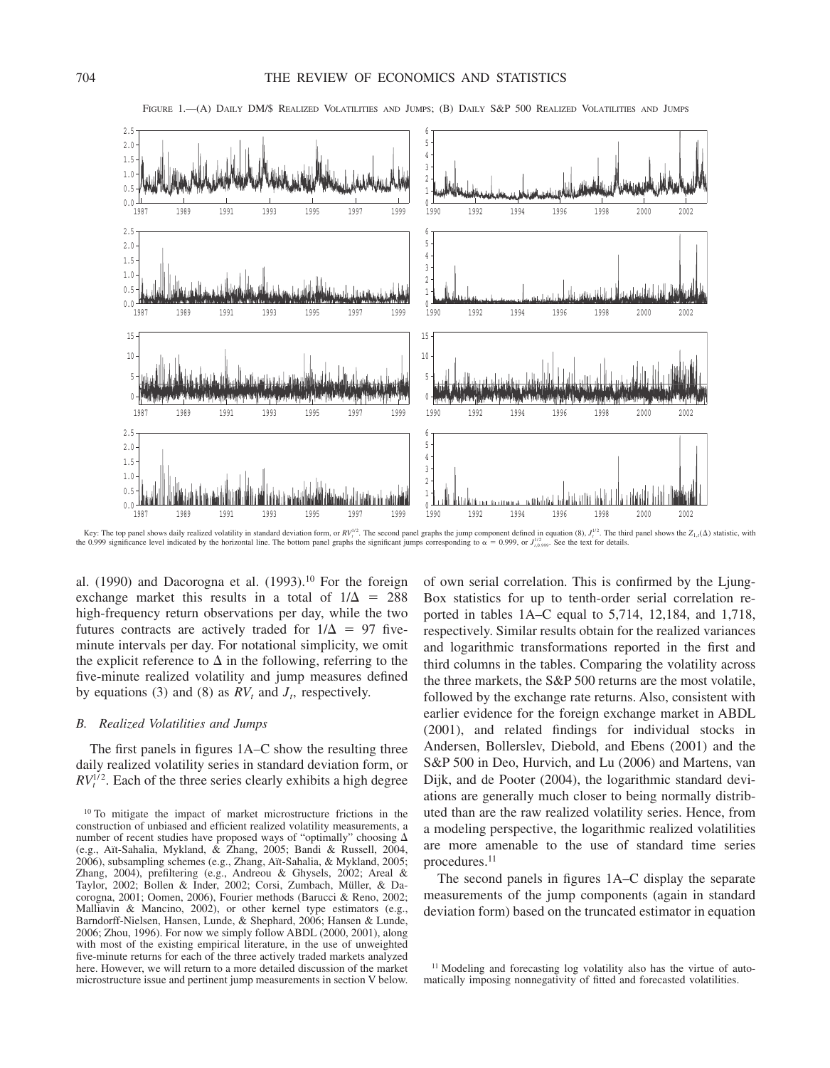FIGURE 1.—(A) DAILY DM/$ REALIZED VOLATILITIES AND JUMPS; (B) DAILY S&P 500 REALIZED VOLATILITIES AND JUMPS

Key: The top panel shows daily realized volatility in standard deviation form, or $RV_t^{1/2}$. The second panel graphs the jump component defined in equation (8), $J_t^{1/2}$. The third panel shows the $Z_{1,t}(\Delta)$ statistic, with the 0.999 significance level indicated by the horizontal line. The bottom panel graphs the significant jumps corresponding to $\alpha = 0.999$, or $J_{t,0.999}^{1/2}$. See the text for details.

al. (1990) and Dacorogna et al. (1993).[10] For the foreign exchange market this results in a total of $1/\Delta = 288$ high-frequency return observations per day, while the two futures contracts are actively traded for $1/\Delta = 97$ five-minute intervals per day. For notational simplicity, we omit the explicit reference to $\Delta$ in the following, referring to the five-minute realized volatility and jump measures defined by equations (3) and (8) as $RV_t$ and $J_t$, respectively.

### *B. Realized Volatilities and Jumps*

The first panels in figures 1A–C show the resulting three daily realized volatility series in standard deviation form, or $RV_t^{1/2}$. Each of the three series clearly exhibits a high degree of own serial correlation. This is confirmed by the Ljung-Box statistics for up to tenth-order serial correlation reported in tables 1A–C equal to 5,714, 12,184, and 1,718, respectively. Similar results obtain for the realized variances and logarithmic transformations reported in the first and third columns in the tables. Comparing the volatility across the three markets, the S&P 500 returns are the most volatile, followed by the exchange rate returns. Also, consistent with earlier evidence for the foreign exchange market in ABDL (2001), and related findings for individual stocks in Andersen, Bollerslev, Diebold, and Ebens (2001) and the S&P 500 in Deo, Hurvich, and Lu (2006) and Martens, van Dijk, and de Pooter (2004), the logarithmic standard deviations are generally much closer to being normally distributed than are the raw realized volatility series. Hence, from a modeling perspective, the logarithmic realized volatilities are more amenable to the use of standard time series procedures.[11]

The second panels in figures 1A–C display the separate measurements of the jump components (again in standard deviation form) based on the truncated estimator in equation

[10] To mitigate the impact of market microstructure frictions in the construction of unbiased and efficient realized volatility measurements, a number of recent studies have proposed ways of "optimally" choosing $\Delta$ (e.g., Aït-Sahalia, Mykland, & Zhang, 2005; Bandi & Russell, 2004, 2006), subsampling schemes (e.g., Zhang, Aït-Sahalia, & Mykland, 2005; Zhang, 2004), prefiltering (e.g., Andreou & Ghysels, 2002; Areal & Taylor, 2002; Bollen & Inder, 2002; Corsi, Zumbach, Müller, & Dacorogna, 2001; Oomen, 2006), Fourier methods (Barucci & Reno, 2002; Malliavin & Mancino, 2002), or other kernel type estimators (e.g., Barndorff-Nielsen, Hansen, Lunde, & Shephard, 2006; Hansen & Lunde, 2006; Zhou, 1996). For now we simply follow ABDL (2000, 2001), along with most of the existing empirical literature, in the use of unweighted five-minute returns for each of the three actively traded markets analyzed here. However, we will return to a more detailed discussion of the market microstructure issue and pertinent jump measurements in section V below.

[11] Modeling and forecasting log volatility also has the virtue of automatically imposing nonnegativity of fitted and forecasted volatilities.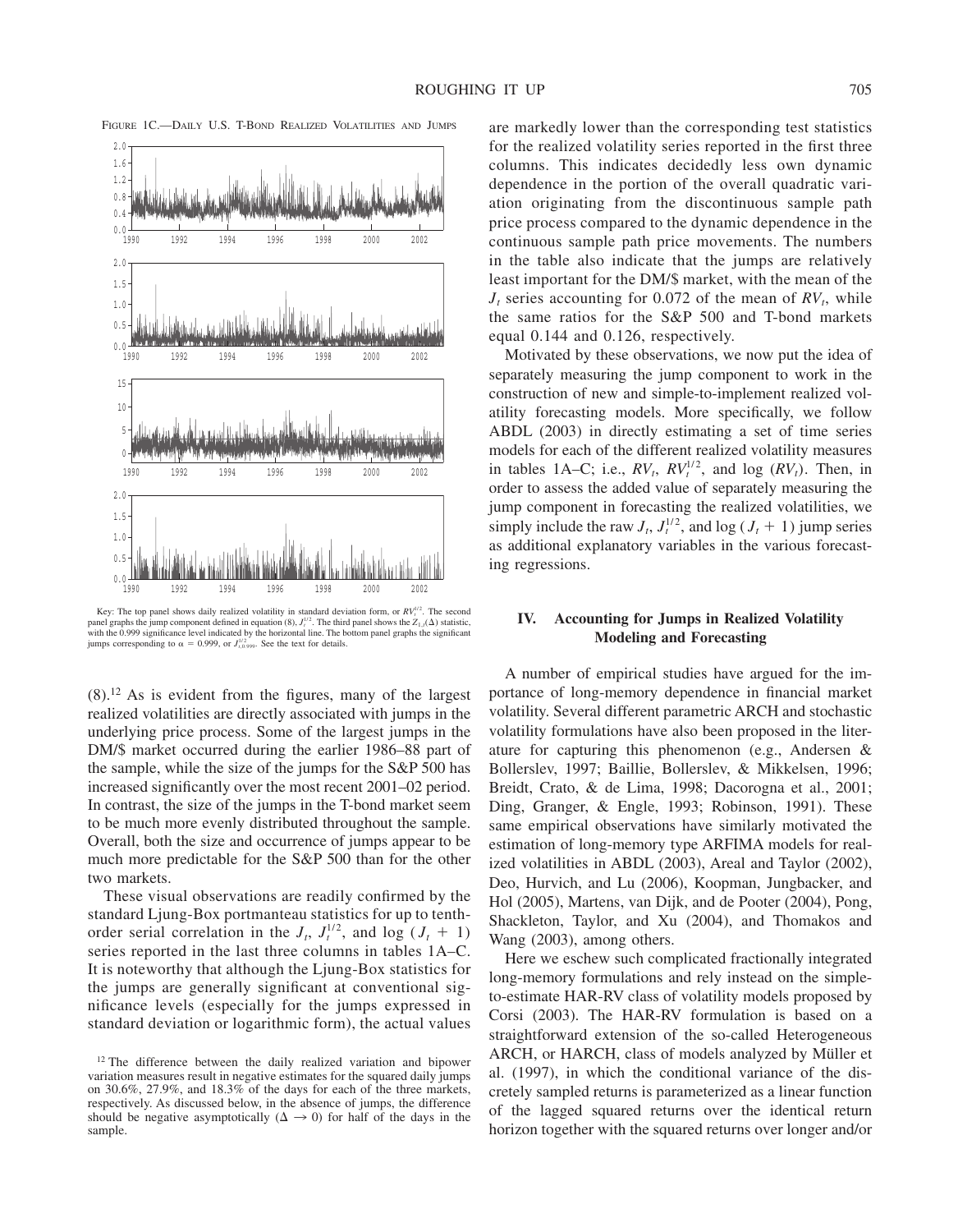FIGURE 1C.—DAILY U.S. T-BOND REALIZED VOLATILITIES AND JUMPS

Key: The top panel shows daily realized volatility in standard deviation form, or $RV_t^{1/2}$. The second panel graphs the jump component defined in equation (8), $J_t^{1/2}$. The third panel shows the $Z_{1,t}(\Delta)$ statistic, with the 0.999 significance level indicated by the horizontal line. The bottom panel graphs the significant jumps corresponding to $\alpha = 0.999$, or $J_{t,0.999}^{1/2}$. See the text for details.

(8).[12] As is evident from the figures, many of the largest realized volatilities are directly associated with jumps in the underlying price process. Some of the largest jumps in the DM/$ market occurred during the earlier 1986–88 part of the sample, while the size of the jumps for the S&P 500 has increased significantly over the most recent 2001–02 period. In contrast, the size of the jumps in the T-bond market seem to be much more evenly distributed throughout the sample. Overall, both the size and occurrence of jumps appear to be much more predictable for the S&P 500 than for the other two markets.

These visual observations are readily confirmed by the standard Ljung-Box portmanteau statistics for up to tenth-order serial correlation in the $J_t$, $J_t^{1/2}$, and $\log(J_t + 1)$ series reported in the last three columns in tables 1A–C. It is noteworthy that although the Ljung-Box statistics for the jumps are generally significant at conventional significance levels (especially for the jumps expressed in standard deviation or logarithmic form), the actual values are markedly lower than the corresponding test statistics for the realized volatility series reported in the first three columns. This indicates decidedly less own dynamic dependence in the portion of the overall quadratic variation originating from the discontinuous sample path price process compared to the dynamic dependence in the continuous sample path price movements. The numbers in the table also indicate that the jumps are relatively least important for the DM/$ market, with the mean of the $J_t$ series accounting for 0.072 of the mean of $RV_t$, while the same ratios for the S&P 500 and T-bond markets equal 0.144 and 0.126, respectively.

Motivated by these observations, we now put the idea of separately measuring the jump component to work in the construction of new and simple-to-implement realized volatility forecasting models. More specifically, we follow ABDL (2003) in directly estimating a set of time series models for each of the different realized volatility measures in tables 1A–C; i.e., $RV_t$, $RV_t^{1/2}$, and $\log(RV_t)$. Then, in order to assess the added value of separately measuring the jump component in forecasting the realized volatilities, we simply include the raw $J_t$, $J_t^{1/2}$, and $\log(J_t + 1)$ jump series as additional explanatory variables in the various forecasting regressions.

## IV. Accounting for Jumps in Realized Volatility Modeling and Forecasting

A number of empirical studies have argued for the importance of long-memory dependence in financial market volatility. Several different parametric ARCH and stochastic volatility formulations have also been proposed in the literature for capturing this phenomenon (e.g., Andersen & Bollerslev, 1997; Baillie, Bollerslev, & Mikkelsen, 1996; Breidt, Crato, & de Lima, 1998; Dacorogna et al., 2001; Ding, Granger, & Engle, 1993; Robinson, 1991). These same empirical observations have similarly motivated the estimation of long-memory type ARFIMA models for realized volatilities in ABDL (2003), Areal and Taylor (2002), Deo, Hurvich, and Lu (2006), Koopman, Jungbacker, and Hol (2005), Martens, van Dijk, and de Pooter (2004), Pong, Shackleton, Taylor, and Xu (2004), and Thomakos and Wang (2003), among others.

Here we eschew such complicated fractionally integrated long-memory formulations and rely instead on the simple-to-estimate HAR-RV class of volatility models proposed by Corsi (2003). The HAR-RV formulation is based on a straightforward extension of the so-called Heterogeneous ARCH, or HARCH, class of models analyzed by Müller et al. (1997), in which the conditional variance of the discretely sampled returns is parameterized as a linear function of the lagged squared returns over the identical return horizon together with the squared returns over longer and/or

[12] The difference between the daily realized variation and bipower variation measures result in negative estimates for the squared daily jumps on 30.6%, 27.9%, and 18.3% of the days for each of the three markets, respectively. As discussed below, in the absence of jumps, the difference should be negative asymptotically ($\Delta \rightarrow 0$) for half of the days in the sample.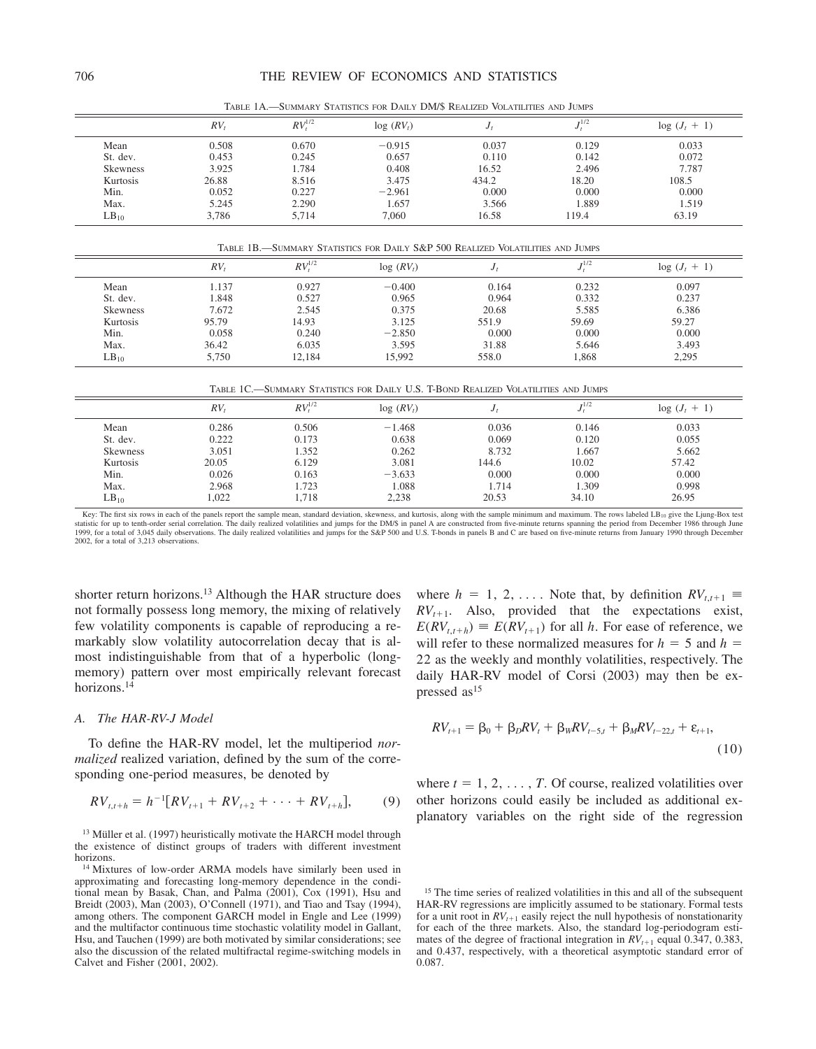TABLE 1A.—SUMMARY STATISTICS FOR DAILY DM/$ REALIZED VOLATILITIES AND JUMPS

| | $RV_t$ | $RV_t^{1/2}$ | $\log(RV_t)$ | $J_t$ | $J_t^{1/2}$ | $\log(J_t + 1)$ |
|---|---|---|---|---|---|---|
| Mean | 0.508 | 0.670 | −0.915 | 0.037 | 0.129 | 0.033 |
| St. dev. | 0.453 | 0.245 | 0.657 | 0.110 | 0.142 | 0.072 |
| Skewness | 3.925 | 1.784 | 0.408 | 16.52 | 2.496 | 7.787 |
| Kurtosis | 26.88 | 8.516 | 3.475 | 434.2 | 18.20 | 108.5 |
| Min. | 0.052 | 0.227 | −2.961 | 0.000 | 0.000 | 0.000 |
| Max. | 5.245 | 2.290 | 1.657 | 3.566 | 1.889 | 1.519 |
| $LB_{10}$ | 3,786 | 5,714 | 7,060 | 16.58 | 119.4 | 63.19 |

TABLE 1B.—SUMMARY STATISTICS FOR DAILY S&P 500 REALIZED VOLATILITIES AND JUMPS

| | $RV_t$ | $RV_t^{1/2}$ | $\log(RV_t)$ | $J_t$ | $J_t^{1/2}$ | $\log(J_t + 1)$ |
|---|---|---|---|---|---|---|
| Mean | 1.137 | 0.927 | −0.400 | 0.164 | 0.232 | 0.097 |
| St. dev. | 1.848 | 0.527 | 0.965 | 0.964 | 0.332 | 0.237 |
| Skewness | 7.672 | 2.545 | 0.375 | 20.68 | 5.585 | 6.386 |
| Kurtosis | 95.79 | 14.93 | 3.125 | 551.9 | 59.69 | 59.27 |
| Min. | 0.058 | 0.240 | −2.850 | 0.000 | 0.000 | 0.000 |
| Max. | 36.42 | 6.035 | 3.595 | 31.88 | 5.646 | 3.493 |
| $LB_{10}$ | 5,750 | 12,184 | 15,992 | 558.0 | 1,868 | 2,295 |

TABLE 1C.—SUMMARY STATISTICS FOR DAILY U.S. T-BOND REALIZED VOLATILITIES AND JUMPS

| | $RV_t$ | $RV_t^{1/2}$ | $\log(RV_t)$ | $J_t$ | $J_t^{1/2}$ | $\log(J_t + 1)$ |
|---|---|---|---|---|---|---|
| Mean | 0.286 | 0.506 | −1.468 | 0.036 | 0.146 | 0.033 |
| St. dev. | 0.222 | 0.173 | 0.638 | 0.069 | 0.120 | 0.055 |
| Skewness | 3.051 | 1.352 | 0.262 | 8.732 | 1.667 | 5.662 |
| Kurtosis | 20.05 | 6.129 | 3.081 | 144.6 | 10.02 | 57.42 |
| Min. | 0.026 | 0.163 | −3.633 | 0.000 | 0.000 | 0.000 |
| Max. | 2.968 | 1.723 | 1.088 | 1.714 | 1.309 | 0.998 |
| $LB_{10}$ | 1,022 | 1,718 | 2,238 | 20.53 | 34.10 | 26.95 |

Key: The first six rows in each of the panels report the sample mean, standard deviation, skewness, and kurtosis, along with the sample minimum and maximum. The rows labeled $LB_{10}$ give the Ljung-Box test statistic for up to tenth-order serial correlation. The daily realized volatilities and jumps for the DM/$ in panel A are constructed from five-minute returns spanning the period from December 1986 through June 1999, for a total of 3,045 daily observations. The daily realized volatilities and jumps for the S&P 500 and U.S. T-bonds in panels B and C are based on five-minute returns from January 1990 through December 2002, for a total of 3,213 observations.

shorter return horizons.[13] Although the HAR structure does not formally possess long memory, the mixing of relatively few volatility components is capable of reproducing a remarkably slow volatility autocorrelation decay that is almost indistinguishable from that of a hyperbolic (long-memory) pattern over most empirically relevant forecast horizons.[14]

### A. The HAR-RV-J Model

To define the HAR-RV model, let the multiperiod *normalized* realized variation, defined by the sum of the corresponding one-period measures, be denoted by

$$RV_{t,t+h} = h^{-1}[RV_{t+1} + RV_{t+2} + \cdots + RV_{t+h}], \tag{9}$$

where $h = 1, 2, \ldots$. Note that, by definition $RV_{t,t+1} \equiv RV_{t+1}$. Also, provided that the expectations exist, $E(RV_{t,t+h}) \equiv E(RV_{t+1})$ for all $h$. For ease of reference, we will refer to these normalized measures for $h = 5$ and $h = 22$ as the weekly and monthly volatilities, respectively. The daily HAR-RV model of Corsi (2003) may then be expressed as[15]

$$RV_{t+1} = \beta_0 + \beta_D RV_t + \beta_W RV_{t-5,t} + \beta_M RV_{t-22,t} + \varepsilon_{t+1}, \tag{10}$$

where $t = 1, 2, \ldots, T$. Of course, realized volatilities over other horizons could easily be included as additional explanatory variables on the right side of the regression

[13] Müller et al. (1997) heuristically motivate the HARCH model through the existence of distinct groups of traders with different investment horizons.

[14] Mixtures of low-order ARMA models have similarly been used in approximating and forecasting long-memory dependence in the conditional mean by Basak, Chan, and Palma (2001), Cox (1991), Hsu and Breidt (2003), Man (2003), O'Connell (1971), and Tiao and Tsay (1994), among others. The component GARCH model in Engle and Lee (1999) and the multifactor continuous time stochastic volatility model in Gallant, Hsu, and Tauchen (1999) are both motivated by similar considerations; see also the discussion of the related multifractal regime-switching models in Calvet and Fisher (2001, 2002).

[15] The time series of realized volatilities in this and all of the subsequent HAR-RV regressions are implicitly assumed to be stationary. Formal tests for a unit root in $RV_{t+1}$ easily reject the null hypothesis of nonstationarity for each of the three markets. Also, the standard log-periodogram estimates of the degree of fractional integration in $RV_{t+1}$ equal 0.347, 0.383, and 0.437, respectively, with a theoretical asymptotic standard error of 0.087.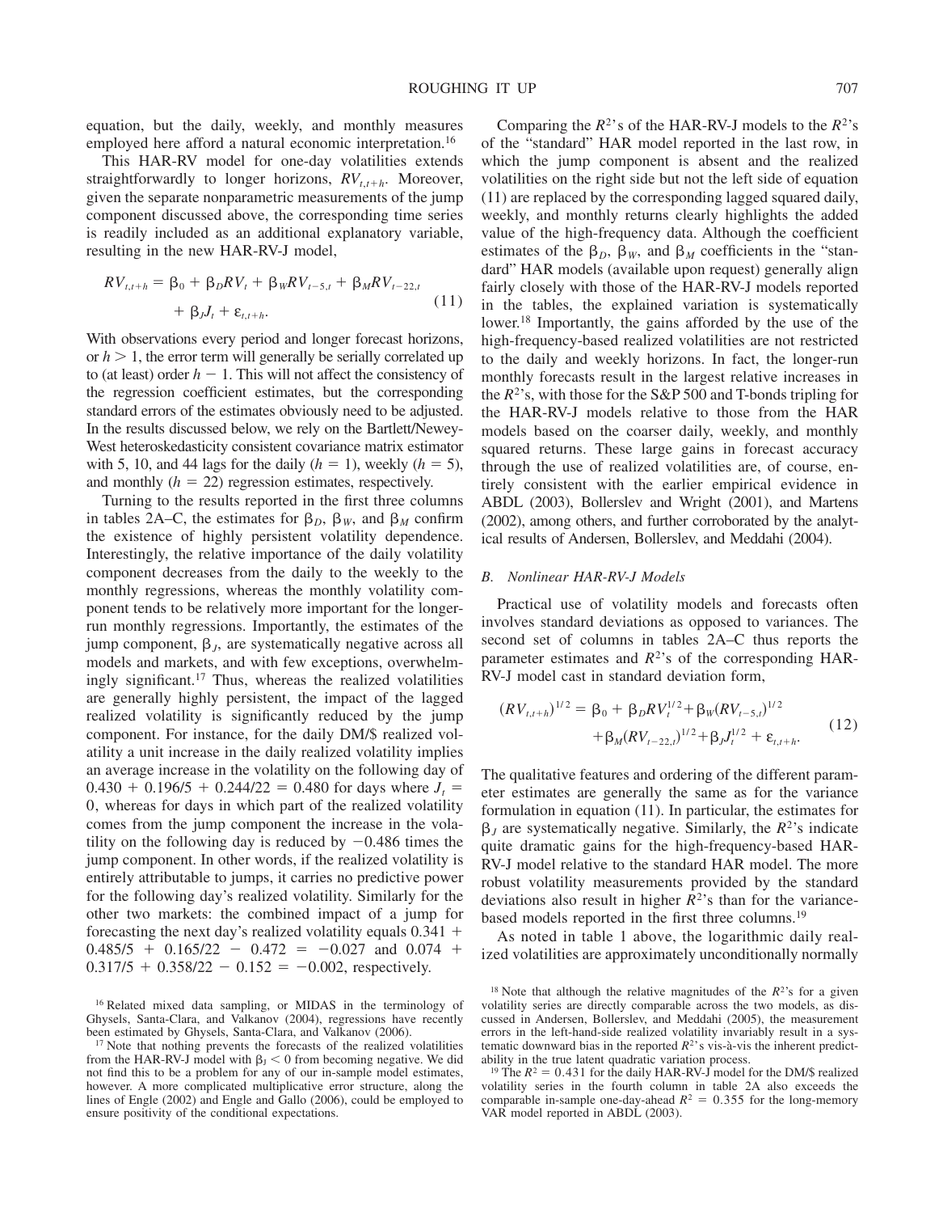equation, but the daily, weekly, and monthly measures employed here afford a natural economic interpretation.[16]

This HAR-RV model for one-day volatilities extends straightforwardly to longer horizons, $RV_{t,t+h}$. Moreover, given the separate nonparametric measurements of the jump component discussed above, the corresponding time series is readily included as an additional explanatory variable, resulting in the new HAR-RV-J model,

$$RV_{t,t+h} = \beta_0 + \beta_D RV_t + \beta_W RV_{t-5,t} + \beta_M RV_{t-22,t} + \beta_J J_t + \varepsilon_{t,t+h}. \tag{11}$$

With observations every period and longer forecast horizons, or $h > 1$, the error term will generally be serially correlated up to (at least) order $h - 1$. This will not affect the consistency of the regression coefficient estimates, but the corresponding standard errors of the estimates obviously need to be adjusted. In the results discussed below, we rely on the Bartlett/Newey-West heteroskedasticity consistent covariance matrix estimator with 5, 10, and 44 lags for the daily ($h = 1$), weekly ($h = 5$), and monthly ($h = 22$) regression estimates, respectively.

Turning to the results reported in the first three columns in tables 2A–C, the estimates for $\beta_D$, $\beta_W$, and $\beta_M$ confirm the existence of highly persistent volatility dependence. Interestingly, the relative importance of the daily volatility component decreases from the daily to the weekly to the monthly regressions, whereas the monthly volatility component tends to be relatively more important for the longer-run monthly regressions. Importantly, the estimates of the jump component, $\beta_J$, are systematically negative across all models and markets, and with few exceptions, overwhelmingly significant.[17] Thus, whereas the realized volatilities are generally highly persistent, the impact of the lagged realized volatility is significantly reduced by the jump component. For instance, for the daily DM/\$ realized volatility a unit increase in the daily realized volatility implies an average increase in the volatility on the following day of $0.430 + 0.196/5 + 0.244/22 = 0.480$ for days where $J_t = 0$, whereas for days in which part of the realized volatility comes from the jump component the increase in the volatility on the following day is reduced by $-0.486$ times the jump component. In other words, if the realized volatility is entirely attributable to jumps, it carries no predictive power for the following day's realized volatility. Similarly for the other two markets: the combined impact of a jump for forecasting the next day's realized volatility equals $0.341 + 0.485/5 + 0.165/22 - 0.472 = -0.027$ and $0.074 + 0.317/5 + 0.358/22 - 0.152 = -0.002$, respectively.

Comparing the $R^2$'s of the HAR-RV-J models to the $R^2$'s of the "standard" HAR model reported in the last row, in which the jump component is absent and the realized volatilities on the right side but not the left side of equation (11) are replaced by the corresponding lagged squared daily, weekly, and monthly returns clearly highlights the added value of the high-frequency data. Although the coefficient estimates of the $\beta_D$, $\beta_W$, and $\beta_M$ coefficients in the "standard" HAR models (available upon request) generally align fairly closely with those of the HAR-RV-J models reported in the tables, the explained variation is systematically lower.[18] Importantly, the gains afforded by the use of the high-frequency-based realized volatilities are not restricted to the daily and weekly horizons. In fact, the longer-run monthly forecasts result in the largest relative increases in the $R^2$'s, with those for the S&P 500 and T-bonds tripling for the HAR-RV-J models relative to those from the HAR models based on the coarser daily, weekly, and monthly squared returns. These large gains in forecast accuracy through the use of realized volatilities are, of course, entirely consistent with the earlier empirical evidence in ABDL (2003), Bollerslev and Wright (2001), and Martens (2002), among others, and further corroborated by the analytical results of Andersen, Bollerslev, and Meddahi (2004).

### B. Nonlinear HAR-RV-J Models

Practical use of volatility models and forecasts often involves standard deviations as opposed to variances. The second set of columns in tables 2A–C thus reports the parameter estimates and $R^2$'s of the corresponding HAR-RV-J model cast in standard deviation form,

$$(RV_{t,t+h})^{1/2} = \beta_0 + \beta_D RV_t^{1/2} + \beta_W (RV_{t-5,t})^{1/2} + \beta_M (RV_{t-22,t})^{1/2} + \beta_J J_t^{1/2} + \varepsilon_{t,t+h}. \tag{12}$$

The qualitative features and ordering of the different parameter estimates are generally the same as for the variance formulation in equation (11). In particular, the estimates for $\beta_J$ are systematically negative. Similarly, the $R^2$'s indicate quite dramatic gains for the high-frequency-based HAR-RV-J model relative to the standard HAR model. The more robust volatility measurements provided by the standard deviations also result in higher $R^2$'s than for the variance-based models reported in the first three columns.[19]

As noted in table 1 above, the logarithmic daily realized volatilities are approximately unconditionally normally

---

[16] Related mixed data sampling, or MIDAS in the terminology of Ghysels, Santa-Clara, and Valkanov (2004), regressions have recently been estimated by Ghysels, Santa-Clara, and Valkanov (2006).

[17] Note that nothing prevents the forecasts of the realized volatilities from the HAR-RV-J model with $\beta_J < 0$ from becoming negative. We did not find this to be a problem for any of our in-sample model estimates, however. A more complicated multiplicative error structure, along the lines of Engle (2002) and Engle and Gallo (2006), could be employed to ensure positivity of the conditional expectations.

[18] Note that although the relative magnitudes of the $R^2$'s for a given volatility series are directly comparable across the two models, as discussed in Andersen, Bollerslev, and Meddahi (2005), the measurement errors in the left-hand-side realized volatility invariably result in a systematic downward bias in the reported $R^2$'s vis-à-vis the inherent predictability in the true latent quadratic variation process.

[19] The $R^2 = 0.431$ for the daily HAR-RV-J model for the DM/\$ realized volatility series in the fourth column in table 2A also exceeds the comparable in-sample one-day-ahead $R^2 = 0.355$ for the long-memory VAR model reported in ABDL (2003).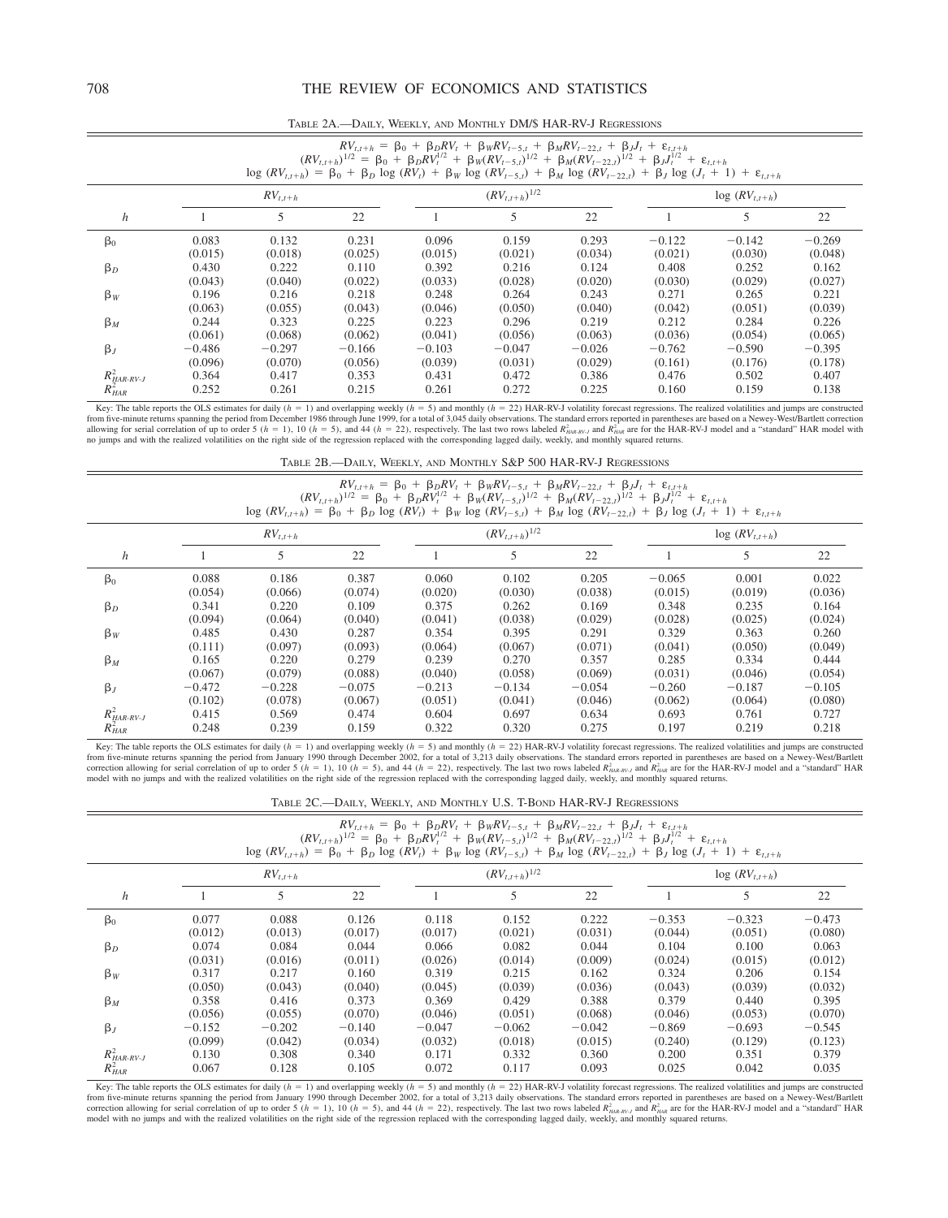TABLE 2A.—DAILY, WEEKLY, AND MONTHLY DM/$ HAR-RV-J REGRESSIONS

$$RV_{t,t+h} = \beta_0 + \beta_D RV_t + \beta_W RV_{t-5,t} + \beta_M RV_{t-22,t} + \beta_J J_t + \varepsilon_{t,t+h}$$
$$(RV_{t,t+h})^{1/2} = \beta_0 + \beta_D RV_t^{1/2} + \beta_W (RV_{t-5,t})^{1/2} + \beta_M (RV_{t-22,t})^{1/2} + \beta_J J_t^{1/2} + \varepsilon_{t,t+h}$$
$$\log(RV_{t,t+h}) = \beta_0 + \beta_D \log(RV_t) + \beta_W \log(RV_{t-5,t}) + \beta_M \log(RV_{t-22,t}) + \beta_J \log(J_t + 1) + \varepsilon_{t,t+h}$$

| | $RV_{t,t+h}$ | | | $(RV_{t,t+h})^{1/2}$ | | | $\log(RV_{t,t+h})$ | | |
|---|---|---|---|---|---|---|---|---|---|
| $h$ | 1 | 5 | 22 | 1 | 5 | 22 | 1 | 5 | 22 |
| $\beta_0$ | 0.083 | 0.132 | 0.231 | 0.096 | 0.159 | 0.293 | −0.122 | −0.142 | −0.269 |
| | (0.015) | (0.018) | (0.025) | (0.015) | (0.021) | (0.034) | (0.021) | (0.030) | (0.048) |
| $\beta_D$ | 0.430 | 0.222 | 0.110 | 0.392 | 0.216 | 0.124 | 0.408 | 0.252 | 0.162 |
| | (0.043) | (0.040) | (0.022) | (0.033) | (0.028) | (0.020) | (0.030) | (0.029) | (0.027) |
| $\beta_W$ | 0.196 | 0.216 | 0.218 | 0.248 | 0.264 | 0.243 | 0.271 | 0.265 | 0.221 |
| | (0.063) | (0.055) | (0.043) | (0.046) | (0.050) | (0.040) | (0.042) | (0.051) | (0.039) |
| $\beta_M$ | 0.244 | 0.323 | 0.225 | 0.223 | 0.296 | 0.219 | 0.212 | 0.284 | 0.226 |
| | (0.061) | (0.068) | (0.062) | (0.041) | (0.056) | (0.063) | (0.036) | (0.054) | (0.065) |
| $\beta_J$ | −0.486 | −0.297 | −0.166 | −0.103 | −0.047 | −0.026 | −0.762 | −0.590 | −0.395 |
| | (0.096) | (0.070) | (0.056) | (0.039) | (0.031) | (0.029) | (0.161) | (0.176) | (0.178) |
| $R^2_{HAR\text{-}RV\text{-}J}$ | 0.364 | 0.417 | 0.353 | 0.431 | 0.472 | 0.386 | 0.476 | 0.502 | 0.407 |
| $R^2_{HAR}$ | 0.252 | 0.261 | 0.215 | 0.261 | 0.272 | 0.225 | 0.160 | 0.159 | 0.138 |

Key: The table reports the OLS estimates for daily ($h = 1$) and overlapping weekly ($h = 5$) and monthly ($h = 22$) HAR-RV-J volatility forecast regressions. The realized volatilities and jumps are constructed from five-minute returns spanning the period from December 1986 through June 1999, for a total of 3,045 daily observations. The standard errors reported in parentheses are based on a Newey-West/Bartlett correction allowing for serial correlation of up to order 5 ($h = 1$), 10 ($h = 5$), and 44 ($h = 22$), respectively. The last two rows labeled $R^2_{HAR\text{-}RV\text{-}J}$ and $R^2_{HAR}$ are for the HAR-RV-J model and a "standard" HAR model with no jumps and with the realized volatilities on the right side of the regression replaced with the corresponding lagged daily, weekly, and monthly squared returns.

TABLE 2B.—DAILY, WEEKLY, AND MONTHLY S&P 500 HAR-RV-J REGRESSIONS

$$RV_{t,t+h} = \beta_0 + \beta_D RV_t + \beta_W RV_{t-5,t} + \beta_M RV_{t-22,t} + \beta_J J_t + \varepsilon_{t,t+h}$$
$$(RV_{t,t+h})^{1/2} = \beta_0 + \beta_D RV_t^{1/2} + \beta_W (RV_{t-5,t})^{1/2} + \beta_M (RV_{t-22,t})^{1/2} + \beta_J J_t^{1/2} + \varepsilon_{t,t+h}$$
$$\log(RV_{t,t+h}) = \beta_0 + \beta_D \log(RV_t) + \beta_W \log(RV_{t-5,t}) + \beta_M \log(RV_{t-22,t}) + \beta_J \log(J_t + 1) + \varepsilon_{t,t+h}$$

| | $RV_{t,t+h}$ | | | $(RV_{t,t+h})^{1/2}$ | | | $\log(RV_{t,t+h})$ | | |
|---|---|---|---|---|---|---|---|---|---|
| $h$ | 1 | 5 | 22 | 1 | 5 | 22 | 1 | 5 | 22 |
| $\beta_0$ | 0.088 | 0.186 | 0.387 | 0.060 | 0.102 | 0.205 | −0.065 | 0.001 | 0.022 |
| | (0.054) | (0.066) | (0.074) | (0.020) | (0.030) | (0.038) | (0.015) | (0.019) | (0.036) |
| $\beta_D$ | 0.341 | 0.220 | 0.109 | 0.375 | 0.262 | 0.169 | 0.348 | 0.235 | 0.164 |
| | (0.094) | (0.064) | (0.040) | (0.041) | (0.038) | (0.029) | (0.028) | (0.025) | (0.024) |
| $\beta_W$ | 0.485 | 0.430 | 0.287 | 0.354 | 0.395 | 0.291 | 0.329 | 0.363 | 0.260 |
| | (0.111) | (0.097) | (0.093) | (0.064) | (0.067) | (0.071) | (0.041) | (0.050) | (0.049) |
| $\beta_M$ | 0.165 | 0.220 | 0.279 | 0.239 | 0.270 | 0.357 | 0.285 | 0.334 | 0.444 |
| | (0.067) | (0.079) | (0.088) | (0.040) | (0.058) | (0.069) | (0.031) | (0.046) | (0.054) |
| $\beta_J$ | −0.472 | −0.228 | −0.075 | −0.213 | −0.134 | −0.054 | −0.260 | −0.187 | −0.105 |
| | (0.102) | (0.078) | (0.067) | (0.051) | (0.041) | (0.046) | (0.062) | (0.064) | (0.080) |
| $R^2_{HAR\text{-}RV\text{-}J}$ | 0.415 | 0.569 | 0.474 | 0.604 | 0.697 | 0.634 | 0.693 | 0.761 | 0.727 |
| $R^2_{HAR}$ | 0.248 | 0.239 | 0.159 | 0.322 | 0.320 | 0.275 | 0.197 | 0.219 | 0.218 |

Key: The table reports the OLS estimates for daily ($h = 1$) and overlapping weekly ($h = 5$) and monthly ($h = 22$) HAR-RV-J volatility forecast regressions. The realized volatilities and jumps are constructed from five-minute returns spanning the period from January 1990 through December 2002, for a total of 3,213 daily observations. The standard errors reported in parentheses are based on a Newey-West/Bartlett correction allowing for serial correlation of up to order 5 ($h = 1$), 10 ($h = 5$), and 44 ($h = 22$), respectively. The last two rows labeled $R^2_{HAR\text{-}RV\text{-}J}$ and $R^2_{HAR}$ are for the HAR-RV-J model and a "standard" HAR model with no jumps and with the realized volatilities on the right side of the regression replaced with the corresponding lagged daily, weekly, and monthly squared returns.

TABLE 2C.—DAILY, WEEKLY, AND MONTHLY U.S. T-BOND HAR-RV-J REGRESSIONS

$$RV_{t,t+h} = \beta_0 + \beta_D RV_t + \beta_W RV_{t-5,t} + \beta_M RV_{t-22,t} + \beta_J J_t + \varepsilon_{t,t+h}$$
$$(RV_{t,t+h})^{1/2} = \beta_0 + \beta_D RV_t^{1/2} + \beta_W (RV_{t-5,t})^{1/2} + \beta_M (RV_{t-22,t})^{1/2} + \beta_J J_t^{1/2} + \varepsilon_{t,t+h}$$
$$\log(RV_{t,t+h}) = \beta_0 + \beta_D \log(RV_t) + \beta_W \log(RV_{t-5,t}) + \beta_M \log(RV_{t-22,t}) + \beta_J \log(J_t + 1) + \varepsilon_{t,t+h}$$

| | $RV_{t,t+h}$ | | | $(RV_{t,t+h})^{1/2}$ | | | $\log(RV_{t,t+h})$ | | |
|---|---|---|---|---|---|---|---|---|---|
| $h$ | 1 | 5 | 22 | 1 | 5 | 22 | 1 | 5 | 22 |
| $\beta_0$ | 0.077 | 0.088 | 0.126 | 0.118 | 0.152 | 0.222 | −0.353 | −0.323 | −0.473 |
| | (0.012) | (0.013) | (0.017) | (0.017) | (0.021) | (0.031) | (0.044) | (0.051) | (0.080) |
| $\beta_D$ | 0.074 | 0.084 | 0.044 | 0.066 | 0.082 | 0.044 | 0.104 | 0.100 | 0.063 |
| | (0.031) | (0.016) | (0.011) | (0.026) | (0.014) | (0.009) | (0.024) | (0.015) | (0.012) |
| $\beta_W$ | 0.317 | 0.217 | 0.160 | 0.319 | 0.215 | 0.162 | 0.324 | 0.206 | 0.154 |
| | (0.050) | (0.043) | (0.040) | (0.045) | (0.039) | (0.036) | (0.043) | (0.039) | (0.032) |
| $\beta_M$ | 0.358 | 0.416 | 0.373 | 0.369 | 0.429 | 0.388 | 0.379 | 0.440 | 0.395 |
| | (0.056) | (0.055) | (0.070) | (0.046) | (0.051) | (0.068) | (0.046) | (0.053) | (0.070) |
| $\beta_J$ | −0.152 | −0.202 | −0.140 | −0.047 | −0.062 | −0.042 | −0.869 | −0.693 | −0.545 |
| | (0.099) | (0.042) | (0.034) | (0.032) | (0.018) | (0.015) | (0.240) | (0.129) | (0.123) |
| $R^2_{HAR\text{-}RV\text{-}J}$ | 0.130 | 0.308 | 0.340 | 0.171 | 0.332 | 0.360 | 0.200 | 0.351 | 0.379 |
| $R^2_{HAR}$ | 0.067 | 0.128 | 0.105 | 0.072 | 0.117 | 0.093 | 0.025 | 0.042 | 0.035 |

Key: The table reports the OLS estimates for daily ($h = 1$) and overlapping weekly ($h = 5$) and monthly ($h = 22$) HAR-RV-J volatility forecast regressions. The realized volatilities and jumps are constructed from five-minute returns spanning the period from January 1990 through December 2002, for a total of 3,213 daily observations. The standard errors reported in parentheses are based on a Newey-West/Bartlett correction allowing for serial correlation of up to order 5 ($h = 1$), 10 ($h = 5$), and 44 ($h = 22$), respectively. The last two rows labeled $R^2_{HAR\text{-}RV\text{-}J}$ and $R^2_{HAR}$ are for the HAR-RV-J model and a "standard" HAR model with no jumps and with the realized volatilities on the right side of the regression replaced with the corresponding lagged daily, weekly, and monthly squared returns.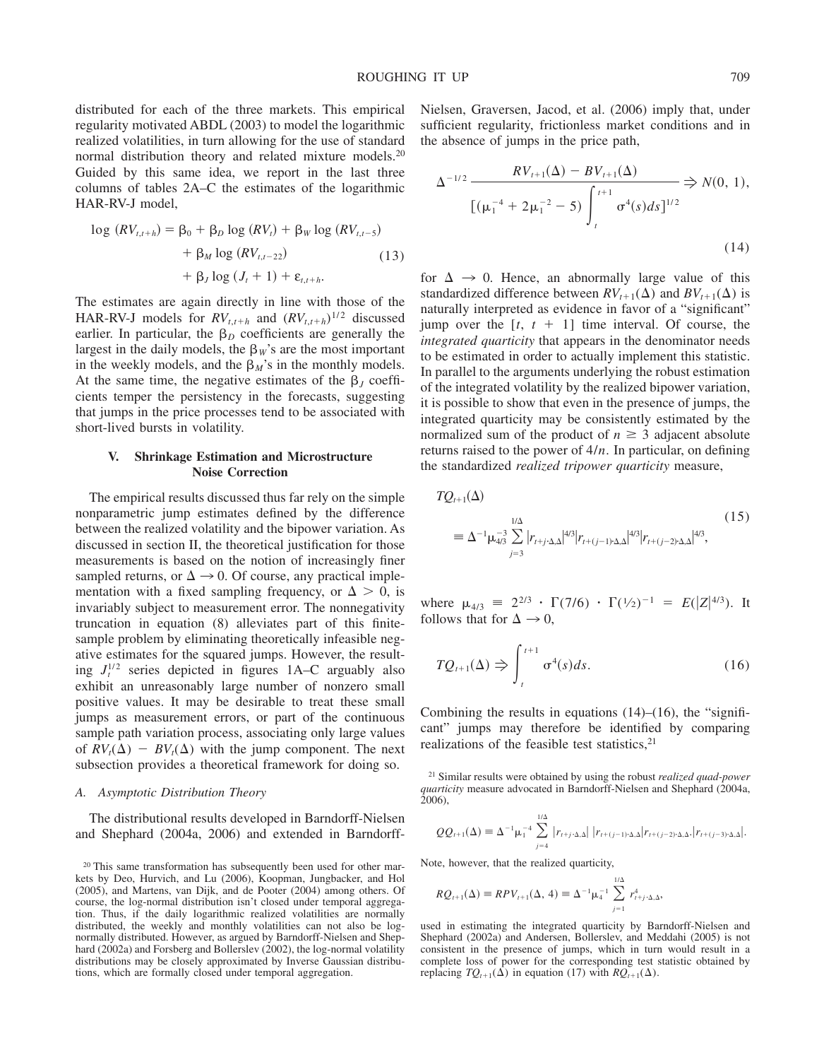distributed for each of the three markets. This empirical regularity motivated ABDL (2003) to model the logarithmic realized volatilities, in turn allowing for the use of standard normal distribution theory and related mixture models.[20] Guided by this same idea, we report in the last three columns of tables 2A–C the estimates of the logarithmic HAR-RV-J model,

$$
\begin{aligned}
\log(RV_{t,t+h}) = \beta_0 &+ \beta_D \log(RV_t) + \beta_W \log(RV_{t,t-5}) \\
&+ \beta_M \log(RV_{t,t-22}) \\
&+ \beta_J \log(J_t + 1) + \varepsilon_{t,t+h}.
\end{aligned}
\tag{13}
$$

The estimates are again directly in line with those of the HAR-RV-J models for $RV_{t,t+h}$ and $(RV_{t,t+h})^{1/2}$ discussed earlier. In particular, the $\beta_D$ coefficients are generally the largest in the daily models, the $\beta_W$'s are the most important in the weekly models, and the $\beta_M$'s in the monthly models. At the same time, the negative estimates of the $\beta_J$ coefficients temper the persistency in the forecasts, suggesting that jumps in the price processes tend to be associated with short-lived bursts in volatility.

## V. Shrinkage Estimation and Microstructure Noise Correction

The empirical results discussed thus far rely on the simple nonparametric jump estimates defined by the difference between the realized volatility and the bipower variation. As discussed in section II, the theoretical justification for those measurements is based on the notion of increasingly finer sampled returns, or $\Delta \rightarrow 0$. Of course, any practical implementation with a fixed sampling frequency, or $\Delta > 0$, is invariably subject to measurement error. The nonnegativity truncation in equation (8) alleviates part of this finite-sample problem by eliminating theoretically infeasible negative estimates for the squared jumps. However, the resulting $J_t^{1/2}$ series depicted in figures 1A–C arguably also exhibit an unreasonably large number of nonzero small positive values. It may be desirable to treat these small jumps as measurement errors, or part of the continuous sample path variation process, associating only large values of $RV_t(\Delta) - BV_t(\Delta)$ with the jump component. The next subsection provides a theoretical framework for doing so.

### A. Asymptotic Distribution Theory

The distributional results developed in Barndorff-Nielsen and Shephard (2004a, 2006) and extended in Barndorff-Nielsen, Graversen, Jacod, et al. (2006) imply that, under sufficient regularity, frictionless market conditions and in the absence of jumps in the price path,

$$
\Delta^{-1/2} \frac{RV_{t+1}(\Delta) - BV_{t+1}(\Delta)}{\left[(\mu_1^{-4} + 2\mu_1^{-2} - 5)\int_t^{t+1} \sigma^4(s)ds\right]^{1/2}} \Rightarrow N(0, 1),
\tag{14}
$$

for $\Delta \rightarrow 0$. Hence, an abnormally large value of this standardized difference between $RV_{t+1}(\Delta)$ and $BV_{t+1}(\Delta)$ is naturally interpreted as evidence in favor of a "significant" jump over the $[t, t+1]$ time interval. Of course, the *integrated quarticity* that appears in the denominator needs to be estimated in order to actually implement this statistic. In parallel to the arguments underlying the robust estimation of the integrated volatility by the realized bipower variation, it is possible to show that even in the presence of jumps, the integrated quarticity may be consistently estimated by the normalized sum of the product of $n \geq 3$ adjacent absolute returns raised to the power of $4/n$. In particular, on defining the standardized *realized tripower quarticity* measure,

$$
\begin{aligned}
&TQ_{t+1}(\Delta) \\
&\equiv \Delta^{-1}\mu_{4/3}^{-3} \sum_{j=3}^{1/\Delta} |r_{t+j\cdot\Delta,\Delta}|^{4/3} |r_{t+(j-1)\cdot\Delta,\Delta}|^{4/3} |r_{t+(j-2)\cdot\Delta,\Delta}|^{4/3},
\end{aligned}
\tag{15}
$$

where $\mu_{4/3} \equiv 2^{2/3} \cdot \Gamma(7/6) \cdot \Gamma(\frac{1}{2})^{-1} = E(|Z|^{4/3})$. It follows that for $\Delta \rightarrow 0$,

$$
TQ_{t+1}(\Delta) \Rightarrow \int_t^{t+1} \sigma^4(s)ds.
\tag{16}
$$

Combining the results in equations (14)–(16), the "significant" jumps may therefore be identified by comparing realizations of the feasible test statistics,[21]

---

[20] This same transformation has subsequently been used for other markets by Deo, Hurvich, and Lu (2006), Koopman, Jungbacker, and Hol (2005), and Martens, van Dijk, and de Pooter (2004) among others. Of course, the log-normal distribution isn't closed under temporal aggregation. Thus, if the daily logarithmic realized volatilities are normally distributed, the weekly and monthly volatilities can not also be log-normally distributed. However, as argued by Barndorff-Nielsen and Shephard (2002a) and Forsberg and Bollerslev (2002), the log-normal volatility distributions may be closely approximated by Inverse Gaussian distributions, which are formally closed under temporal aggregation.

[21] Similar results were obtained by using the robust *realized quad-power quarticity* measure advocated in Barndorff-Nielsen and Shephard (2004a, 2006),

$$
QQ_{t+1}(\Delta) \equiv \Delta^{-1}\mu_1^{-4} \sum_{j=4}^{1/\Delta} |r_{t+j\cdot\Delta,\Delta}|\,|r_{t+(j-1)\cdot\Delta,\Delta}|\,|r_{t+(j-2)\cdot\Delta,\Delta}|\,|r_{t+(j-3)\cdot\Delta,\Delta}|.
$$

Note, however, that the realized quarticity,

$$
RQ_{t+1}(\Delta) \equiv RPV_{t+1}(\Delta, 4) \equiv \Delta^{-1}\mu_4^{-1} \sum_{j=1}^{1/\Delta} r_{t+j\cdot\Delta,\Delta}^4,
$$

used in estimating the integrated quarticity by Barndorff-Nielsen and Shephard (2002a) and Andersen, Bollerslev, and Meddahi (2005) is not consistent in the presence of jumps, which in turn would result in a complete loss of power for the corresponding test statistic obtained by replacing $TQ_{t+1}(\Delta)$ in equation (17) with $RQ_{t+1}(\Delta)$.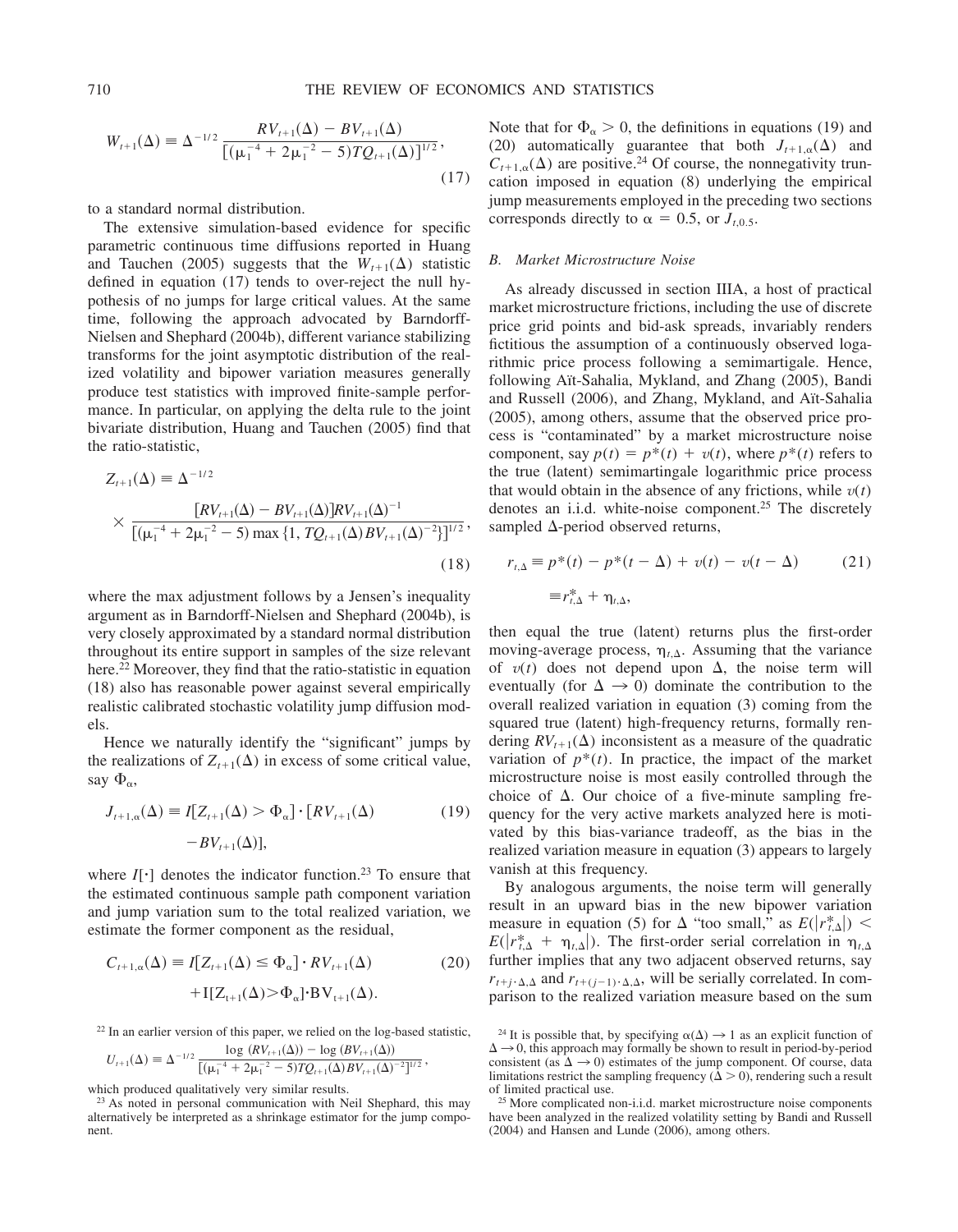$$W_{t+1}(\Delta) \equiv \Delta^{-1/2} \frac{RV_{t+1}(\Delta) - BV_{t+1}(\Delta)}{[(\mu_1^{-4} + 2\mu_1^{-2} - 5)TQ_{t+1}(\Delta)]^{1/2}}, \tag{17}$$

to a standard normal distribution.

The extensive simulation-based evidence for specific parametric continuous time diffusions reported in Huang and Tauchen (2005) suggests that the $W_{t+1}(\Delta)$ statistic defined in equation (17) tends to over-reject the null hypothesis of no jumps for large critical values. At the same time, following the approach advocated by Barndorff-Nielsen and Shephard (2004b), different variance stabilizing transforms for the joint asymptotic distribution of the realized volatility and bipower variation measures generally produce test statistics with improved finite-sample performance. In particular, on applying the delta rule to the joint bivariate distribution, Huang and Tauchen (2005) find that the ratio-statistic,

$$Z_{t+1}(\Delta) \equiv \Delta^{-1/2} \times \frac{[RV_{t+1}(\Delta) - BV_{t+1}(\Delta)]RV_{t+1}(\Delta)^{-1}}{[(\mu_1^{-4} + 2\mu_1^{-2} - 5)\max\{1, TQ_{t+1}(\Delta)BV_{t+1}(\Delta)^{-2}\}]^{1/2}}, \tag{18}$$

where the max adjustment follows by a Jensen's inequality argument as in Barndorff-Nielsen and Shephard (2004b), is very closely approximated by a standard normal distribution throughout its entire support in samples of the size relevant here.[22] Moreover, they find that the ratio-statistic in equation (18) also has reasonable power against several empirically realistic calibrated stochastic volatility jump diffusion models.

Hence we naturally identify the "significant" jumps by the realizations of $Z_{t+1}(\Delta)$ in excess of some critical value, say $\Phi_\alpha$,

$$J_{t+1,\alpha}(\Delta) \equiv I[Z_{t+1}(\Delta) > \Phi_\alpha] \cdot [RV_{t+1}(\Delta) - BV_{t+1}(\Delta)], \tag{19}$$

where $I[\cdot]$ denotes the indicator function.[23] To ensure that the estimated continuous sample path component variation and jump variation sum to the total realized variation, we estimate the former component as the residual,

$$C_{t+1,\alpha}(\Delta) \equiv I[Z_{t+1}(\Delta) \leq \Phi_\alpha] \cdot RV_{t+1}(\Delta) + I[Z_{t+1}(\Delta) > \Phi_\alpha] \cdot BV_{t+1}(\Delta). \tag{20}$$

Note that for $\Phi_\alpha > 0$, the definitions in equations (19) and (20) automatically guarantee that both $J_{t+1,\alpha}(\Delta)$ and $C_{t+1,\alpha}(\Delta)$ are positive.[24] Of course, the nonnegativity truncation imposed in equation (8) underlying the empirical jump measurements employed in the preceding two sections corresponds directly to $\alpha = 0.5$, or $J_{t,0.5}$.

### B. Market Microstructure Noise

As already discussed in section IIIA, a host of practical market microstructure frictions, including the use of discrete price grid points and bid-ask spreads, invariably renders fictitious the assumption of a continuously observed logarithmic price process following a semimartigale. Hence, following Aït-Sahalia, Mykland, and Zhang (2005), Bandi and Russell (2006), and Zhang, Mykland, and Aït-Sahalia (2005), among others, assume that the observed price process is "contaminated" by a market microstructure noise component, say $p(t) = p^*(t) + v(t)$, where $p^*(t)$ refers to the true (latent) semimartingale logarithmic price process that would obtain in the absence of any frictions, while $v(t)$ denotes an i.i.d. white-noise component.[25] The discretely sampled $\Delta$-period observed returns,

$$r_{t,\Delta} \equiv p^*(t) - p^*(t - \Delta) + v(t) - v(t - \Delta) \equiv r^*_{t,\Delta} + \eta_{t,\Delta}, \tag{21}$$

then equal the true (latent) returns plus the first-order moving-average process, $\eta_{t,\Delta}$. Assuming that the variance of $v(t)$ does not depend upon $\Delta$, the noise term will eventually (for $\Delta \to 0$) dominate the contribution to the overall realized variation in equation (3) coming from the squared true (latent) high-frequency returns, formally rendering $RV_{t+1}(\Delta)$ inconsistent as a measure of the quadratic variation of $p^*(t)$. In practice, the impact of the market microstructure noise is most easily controlled through the choice of $\Delta$. Our choice of a five-minute sampling frequency for the very active markets analyzed here is motivated by this bias-variance tradeoff, as the bias in the realized variation measure in equation (3) appears to largely vanish at this frequency.

By analogous arguments, the noise term will generally result in an upward bias in the new bipower variation measure in equation (5) for $\Delta$ "too small," as $E(|r^*_{t,\Delta}|) < E(|r^*_{t,\Delta} + \eta_{t,\Delta}|)$. The first-order serial correlation in $\eta_{t,\Delta}$ further implies that any two adjacent observed returns, say $r_{t+j\cdot\Delta,\Delta}$ and $r_{t+(j-1)\cdot\Delta,\Delta}$, will be serially correlated. In comparison to the realized variation measure based on the sum

---

[22] In an earlier version of this paper, we relied on the log-based statistic,

$$U_{t+1}(\Delta) \equiv \Delta^{-1/2} \frac{\log(RV_{t+1}(\Delta)) - \log(BV_{t+1}(\Delta))}{[(\mu_1^{-4} + 2\mu_1^{-2} - 5)TQ_{t+1}(\Delta)BV_{t+1}(\Delta)^{-2}]^{1/2}},$$

which produced qualitatively very similar results.

[23] As noted in personal communication with Neil Shephard, this may alternatively be interpreted as a shrinkage estimator for the jump component.

[24] It is possible that, by specifying $\alpha(\Delta) \to 1$ as an explicit function of $\Delta \to 0$, this approach may formally be shown to result in period-by-period consistent (as $\Delta \to 0$) estimates of the jump component. Of course, data limitations restrict the sampling frequency ($\Delta > 0$), rendering such a result of limited practical use.

[25] More complicated non-i.i.d. market microstructure noise components have been analyzed in the realized volatility setting by Bandi and Russell (2004) and Hansen and Lunde (2006), among others.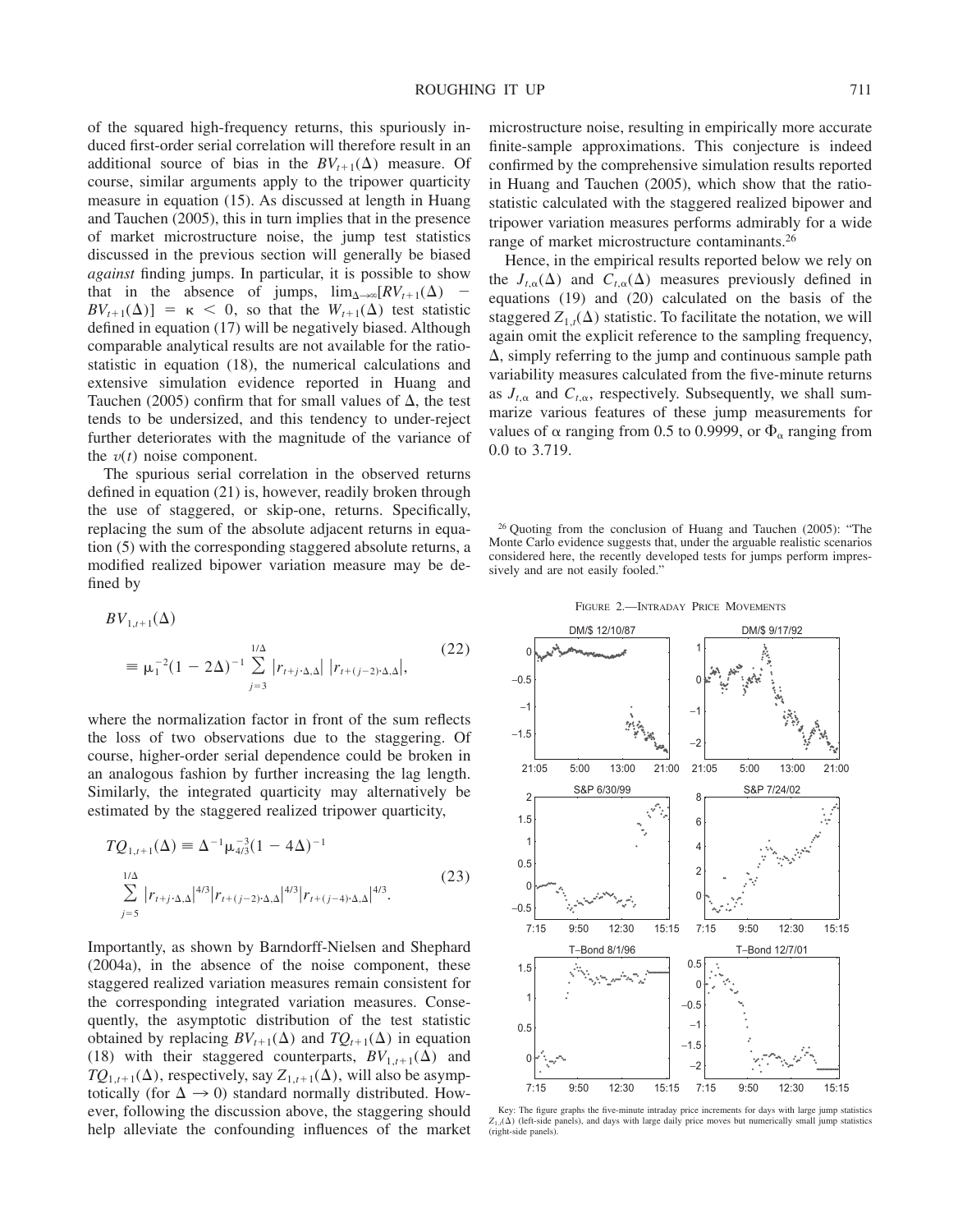of the squared high-frequency returns, this spuriously induced first-order serial correlation will therefore result in an additional source of bias in the $BV_{t+1}(\Delta)$ measure. Of course, similar arguments apply to the tripower quarticity measure in equation (15). As discussed at length in Huang and Tauchen (2005), this in turn implies that in the presence of market microstructure noise, the jump test statistics discussed in the previous section will generally be biased *against* finding jumps. In particular, it is possible to show that in the absence of jumps, $\lim_{\Delta\to\infty}[RV_{t+1}(\Delta) - BV_{t+1}(\Delta)] = \kappa < 0$, so that the $W_{t+1}(\Delta)$ test statistic defined in equation (17) will be negatively biased. Although comparable analytical results are not available for the ratio-statistic in equation (18), the numerical calculations and extensive simulation evidence reported in Huang and Tauchen (2005) confirm that for small values of $\Delta$, the test tends to be undersized, and this tendency to under-reject further deteriorates with the magnitude of the variance of the $v(t)$ noise component.

The spurious serial correlation in the observed returns defined in equation (21) is, however, readily broken through the use of staggered, or skip-one, returns. Specifically, replacing the sum of the absolute adjacent returns in equation (5) with the corresponding staggered absolute returns, a modified realized bipower variation measure may be defined by

$$BV_{1,t+1}(\Delta) \equiv \mu_1^{-2}(1-2\Delta)^{-1}\sum_{j=3}^{1/\Delta}|r_{t+j\cdot\Delta,\Delta}|\,|r_{t+(j-2)\cdot\Delta,\Delta}|, \tag{22}$$

where the normalization factor in front of the sum reflects the loss of two observations due to the staggering. Of course, higher-order serial dependence could be broken in an analogous fashion by further increasing the lag length. Similarly, the integrated quarticity may alternatively be estimated by the staggered realized tripower quarticity,

$$TQ_{1,t+1}(\Delta) \equiv \Delta^{-1}\mu_{4/3}^{-3}(1-4\Delta)^{-1}\sum_{j=5}^{1/\Delta}|r_{t+j\cdot\Delta,\Delta}|^{4/3}|r_{t+(j-2)\cdot\Delta,\Delta}|^{4/3}|r_{t+(j-4)\cdot\Delta,\Delta}|^{4/3}. \tag{23}$$

Importantly, as shown by Barndorff-Nielsen and Shephard (2004a), in the absence of the noise component, these staggered realized variation measures remain consistent for the corresponding integrated variation measures. Consequently, the asymptotic distribution of the test statistic obtained by replacing $BV_{t+1}(\Delta)$ and $TQ_{t+1}(\Delta)$ in equation (18) with their staggered counterparts, $BV_{1,t+1}(\Delta)$ and $TQ_{1,t+1}(\Delta)$, respectively, say $Z_{1,t+1}(\Delta)$, will also be asymptotically (for $\Delta \to 0$) standard normally distributed. However, following the discussion above, the staggering should help alleviate the confounding influences of the market microstructure noise, resulting in empirically more accurate finite-sample approximations. This conjecture is indeed confirmed by the comprehensive simulation results reported in Huang and Tauchen (2005), which show that the ratio-statistic calculated with the staggered realized bipower and tripower variation measures performs admirably for a wide range of market microstructure contaminants.[26]

Hence, in the empirical results reported below we rely on the $J_{t,\alpha}(\Delta)$ and $C_{t,\alpha}(\Delta)$ measures previously defined in equations (19) and (20) calculated on the basis of the staggered $Z_{1,t}(\Delta)$ statistic. To facilitate the notation, we will again omit the explicit reference to the sampling frequency, $\Delta$, simply referring to the jump and continuous sample path variability measures calculated from the five-minute returns as $J_{t,\alpha}$ and $C_{t,\alpha}$, respectively. Subsequently, we shall summarize various features of these jump measurements for values of $\alpha$ ranging from 0.5 to 0.9999, or $\Phi_\alpha$ ranging from 0.0 to 3.719.

[26] Quoting from the conclusion of Huang and Tauchen (2005): "The Monte Carlo evidence suggests that, under the arguable realistic scenarios considered here, the recently developed tests for jumps perform impressively and are not easily fooled."

FIGURE 2.—INTRADAY PRICE MOVEMENTS

Key: The figure graphs the five-minute intraday price increments for days with large jump statistics $Z_{1,t}(\Delta)$ (left-side panels), and days with large daily price moves but numerically small jump statistics (right-side panels).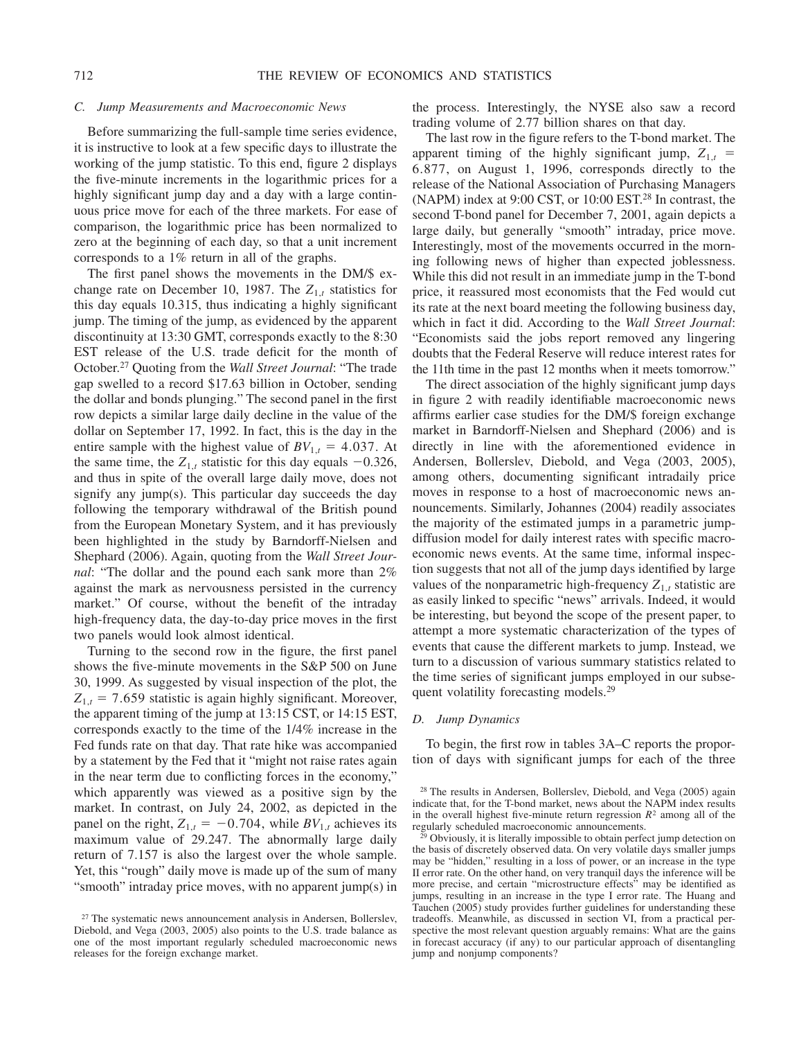### C. Jump Measurements and Macroeconomic News

Before summarizing the full-sample time series evidence, it is instructive to look at a few specific days to illustrate the working of the jump statistic. To this end, figure 2 displays the five-minute increments in the logarithmic prices for a highly significant jump day and a day with a large continuous price move for each of the three markets. For ease of comparison, the logarithmic price has been normalized to zero at the beginning of each day, so that a unit increment corresponds to a 1% return in all of the graphs.

The first panel shows the movements in the DM/$ exchange rate on December 10, 1987. The $Z_{1,t}$ statistics for this day equals 10.315, thus indicating a highly significant jump. The timing of the jump, as evidenced by the apparent discontinuity at 13:30 GMT, corresponds exactly to the 8:30 EST release of the U.S. trade deficit for the month of October.[27] Quoting from the *Wall Street Journal*: "The trade gap swelled to a record $17.63 billion in October, sending the dollar and bonds plunging." The second panel in the first row depicts a similar large daily decline in the value of the dollar on September 17, 1992. In fact, this is the day in the entire sample with the highest value of $BV_{1,t} = 4.037$. At the same time, the $Z_{1,t}$ statistic for this day equals $-0.326$, and thus in spite of the overall large daily move, does not signify any jump(s). This particular day succeeds the day following the temporary withdrawal of the British pound from the European Monetary System, and it has previously been highlighted in the study by Barndorff-Nielsen and Shephard (2006). Again, quoting from the *Wall Street Journal*: "The dollar and the pound each sank more than 2% against the mark as nervousness persisted in the currency market." Of course, without the benefit of the intraday high-frequency data, the day-to-day price moves in the first two panels would look almost identical.

Turning to the second row in the figure, the first panel shows the five-minute movements in the S&P 500 on June 30, 1999. As suggested by visual inspection of the plot, the $Z_{1,t} = 7.659$ statistic is again highly significant. Moreover, the apparent timing of the jump at 13:15 CST, or 14:15 EST, corresponds exactly to the time of the 1/4% increase in the Fed funds rate on that day. That rate hike was accompanied by a statement by the Fed that it "might not raise rates again in the near term due to conflicting forces in the economy," which apparently was viewed as a positive sign by the market. In contrast, on July 24, 2002, as depicted in the panel on the right, $Z_{1,t} = -0.704$, while $BV_{1,t}$ achieves its maximum value of 29.247. The abnormally large daily return of 7.157 is also the largest over the whole sample. Yet, this "rough" daily move is made up of the sum of many "smooth" intraday price moves, with no apparent jump(s) in the process. Interestingly, the NYSE also saw a record trading volume of 2.77 billion shares on that day.

The last row in the figure refers to the T-bond market. The apparent timing of the highly significant jump, $Z_{1,t} = 6.877$, on August 1, 1996, corresponds directly to the release of the National Association of Purchasing Managers (NAPM) index at 9:00 CST, or 10:00 EST.[28] In contrast, the second T-bond panel for December 7, 2001, again depicts a large daily, but generally "smooth" intraday, price move. Interestingly, most of the movements occurred in the morning following news of higher than expected joblessness. While this did not result in an immediate jump in the T-bond price, it reassured most economists that the Fed would cut its rate at the next board meeting the following business day, which in fact it did. According to the *Wall Street Journal*: "Economists said the jobs report removed any lingering doubts that the Federal Reserve will reduce interest rates for the 11th time in the past 12 months when it meets tomorrow."

The direct association of the highly significant jump days in figure 2 with readily identifiable macroeconomic news affirms earlier case studies for the DM/$ foreign exchange market in Barndorff-Nielsen and Shephard (2006) and is directly in line with the aforementioned evidence in Andersen, Bollerslev, Diebold, and Vega (2003, 2005), among others, documenting significant intradaily price moves in response to a host of macroeconomic news announcements. Similarly, Johannes (2004) readily associates the majority of the estimated jumps in a parametric jump-diffusion model for daily interest rates with specific macroeconomic news events. At the same time, informal inspection suggests that not all of the jump days identified by large values of the nonparametric high-frequency $Z_{1,t}$ statistic are as easily linked to specific "news" arrivals. Indeed, it would be interesting, but beyond the scope of the present paper, to attempt a more systematic characterization of the types of events that cause the different markets to jump. Instead, we turn to a discussion of various summary statistics related to the time series of significant jumps employed in our subsequent volatility forecasting models.[29]

### D. Jump Dynamics

To begin, the first row in tables 3A–C reports the proportion of days with significant jumps for each of the three

[27] The systematic news announcement analysis in Andersen, Bollerslev, Diebold, and Vega (2003, 2005) also points to the U.S. trade balance as one of the most important regularly scheduled macroeconomic news releases for the foreign exchange market.

[28] The results in Andersen, Bollerslev, Diebold, and Vega (2005) again indicate that, for the T-bond market, news about the NAPM index results in the overall highest five-minute return regression $R^2$ among all of the regularly scheduled macroeconomic announcements.

[29] Obviously, it is literally impossible to obtain perfect jump detection on the basis of discretely observed data. On very volatile days smaller jumps may be "hidden," resulting in a loss of power, or an increase in the type II error rate. On the other hand, on very tranquil days the inference will be more precise, and certain "microstructure effects" may be identified as jumps, resulting in an increase in the type I error rate. The Huang and Tauchen (2005) study provides further guidelines for understanding these tradeoffs. Meanwhile, as discussed in section VI, from a practical perspective the most relevant question arguably remains: What are the gains in forecast accuracy (if any) to our particular approach of disentangling jump and nonjump components?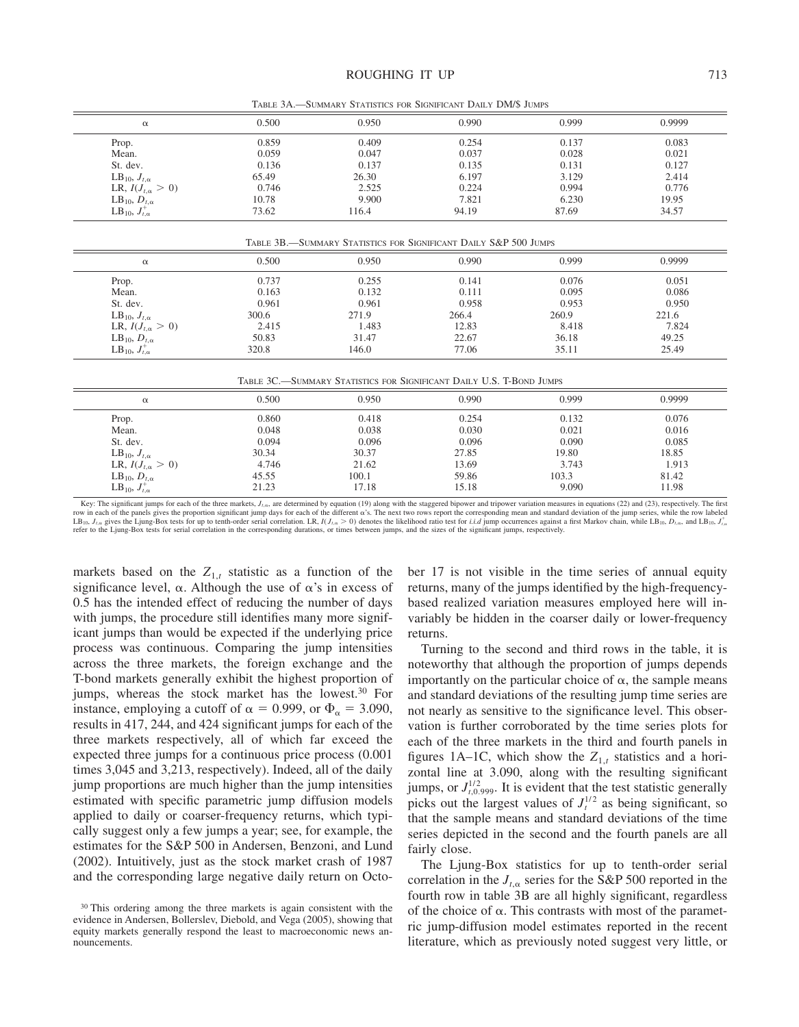Table 3A.—Summary Statistics for Significant Daily DM/$ Jumps

| $\alpha$ | 0.500 | 0.950 | 0.990 | 0.999 | 0.9999 |
|---|---|---|---|---|---|
| Prop. | 0.859 | 0.409 | 0.254 | 0.137 | 0.083 |
| Mean. | 0.059 | 0.047 | 0.037 | 0.028 | 0.021 |
| St. dev. | 0.136 | 0.137 | 0.135 | 0.131 | 0.127 |
| $\text{LB}_{10}$, $J_{t,\alpha}$ | 65.49 | 26.30 | 6.197 | 3.129 | 2.414 |
| LR, $I(J_{t,\alpha} > 0)$ | 0.746 | 2.525 | 0.224 | 0.994 | 0.776 |
| $\text{LB}_{10}$, $D_{t,\alpha}$ | 10.78 | 9.900 | 7.821 | 6.230 | 19.95 |
| $\text{LB}_{10}$, $J^{+}_{t,\alpha}$ | 73.62 | 116.4 | 94.19 | 87.69 | 34.57 |

Table 3B.—Summary Statistics for Significant Daily S&P 500 Jumps

| $\alpha$ | 0.500 | 0.950 | 0.990 | 0.999 | 0.9999 |
|---|---|---|---|---|---|
| Prop. | 0.737 | 0.255 | 0.141 | 0.076 | 0.051 |
| Mean. | 0.163 | 0.132 | 0.111 | 0.095 | 0.086 |
| St. dev. | 0.961 | 0.961 | 0.958 | 0.953 | 0.950 |
| $\text{LB}_{10}$, $J_{t,\alpha}$ | 300.6 | 271.9 | 266.4 | 260.9 | 221.6 |
| LR, $I(J_{t,\alpha} > 0)$ | 2.415 | 1.483 | 12.83 | 8.418 | 7.824 |
| $\text{LB}_{10}$, $D_{t,\alpha}$ | 50.83 | 31.47 | 22.67 | 36.18 | 49.25 |
| $\text{LB}_{10}$, $J^{+}_{t,\alpha}$ | 320.8 | 146.0 | 77.06 | 35.11 | 25.49 |

Table 3C.—Summary Statistics for Significant Daily U.S. T-Bond Jumps

| $\alpha$ | 0.500 | 0.950 | 0.990 | 0.999 | 0.9999 |
|---|---|---|---|---|---|
| Prop. | 0.860 | 0.418 | 0.254 | 0.132 | 0.076 |
| Mean. | 0.048 | 0.038 | 0.030 | 0.021 | 0.016 |
| St. dev. | 0.094 | 0.096 | 0.096 | 0.090 | 0.085 |
| $\text{LB}_{10}$, $J_{t,\alpha}$ | 30.34 | 30.37 | 27.85 | 19.80 | 18.85 |
| LR, $I(J_{t,\alpha} > 0)$ | 4.746 | 21.62 | 13.69 | 3.743 | 1.913 |
| $\text{LB}_{10}$, $D_{t,\alpha}$ | 45.55 | 100.1 | 59.86 | 103.3 | 81.42 |
| $\text{LB}_{10}$, $J^{+}_{t,\alpha}$ | 21.23 | 17.18 | 15.18 | 9.090 | 11.98 |

Key: The significant jumps for each of the three markets, $J_{t,\alpha}$, are determined by equation (19) along with the staggered bipower and tripower variation measures in equations (22) and (23), respectively. The first row in each of the panels gives the proportion significant jump days for each of the different $\alpha$'s. The next two rows report the corresponding mean and standard deviation of the jump series, while the row labeled $\text{LB}_{10}$, $J_{t,\alpha}$ gives the Ljung-Box tests for up to tenth-order serial correlation. LR, $I(J_{t,\alpha} > 0)$ denotes the likelihood ratio test for *i.i.d* jump occurrences against a first Markov chain, while $\text{LB}_{10}$, $D_{t,\alpha}$, and $\text{LB}_{10}$, $J^{+}_{t,\alpha}$ refer to the Ljung-Box tests for serial correlation in the corresponding durations, or times between jumps, and the sizes of the significant jumps, respectively.

markets based on the $Z_{1,t}$ statistic as a function of the significance level, $\alpha$. Although the use of $\alpha$'s in excess of 0.5 has the intended effect of reducing the number of days with jumps, the procedure still identifies many more significant jumps than would be expected if the underlying price process was continuous. Comparing the jump intensities across the three markets, the foreign exchange and the T-bond markets generally exhibit the highest proportion of jumps, whereas the stock market has the lowest.[30] For instance, employing a cutoff of $\alpha = 0.999$, or $\Phi_\alpha = 3.090$, results in 417, 244, and 424 significant jumps for each of the three markets respectively, all of which far exceed the expected three jumps for a continuous price process (0.001 times 3,045 and 3,213, respectively). Indeed, all of the daily jump proportions are much higher than the jump intensities estimated with specific parametric jump diffusion models applied to daily or coarser-frequency returns, which typically suggest only a few jumps a year; see, for example, the estimates for the S&P 500 in Andersen, Benzoni, and Lund (2002). Intuitively, just as the stock market crash of 1987 and the corresponding large negative daily return on October 17 is not visible in the time series of annual equity returns, many of the jumps identified by the high-frequency-based realized variation measures employed here will invariably be hidden in the coarser daily or lower-frequency returns.

Turning to the second and third rows in the table, it is noteworthy that although the proportion of jumps depends importantly on the particular choice of $\alpha$, the sample means and standard deviations of the resulting jump time series are not nearly as sensitive to the significance level. This observation is further corroborated by the time series plots for each of the three markets in the third and fourth panels in figures 1A–1C, which show the $Z_{1,t}$ statistics and a horizontal line at 3.090, along with the resulting significant jumps, or $J^{1/2}_{t,0.999}$. It is evident that the test statistic generally picks out the largest values of $J^{1/2}_t$ as being significant, so that the sample means and standard deviations of the time series depicted in the second and the fourth panels are all fairly close.

The Ljung-Box statistics for up to tenth-order serial correlation in the $J_{t,\alpha}$ series for the S&P 500 reported in the fourth row in table 3B are all highly significant, regardless of the choice of $\alpha$. This contrasts with most of the parametric jump-diffusion model estimates reported in the recent literature, which as previously noted suggest very little, or

[30] This ordering among the three markets is again consistent with the evidence in Andersen, Bollerslev, Diebold, and Vega (2005), showing that equity markets generally respond the least to macroeconomic news announcements.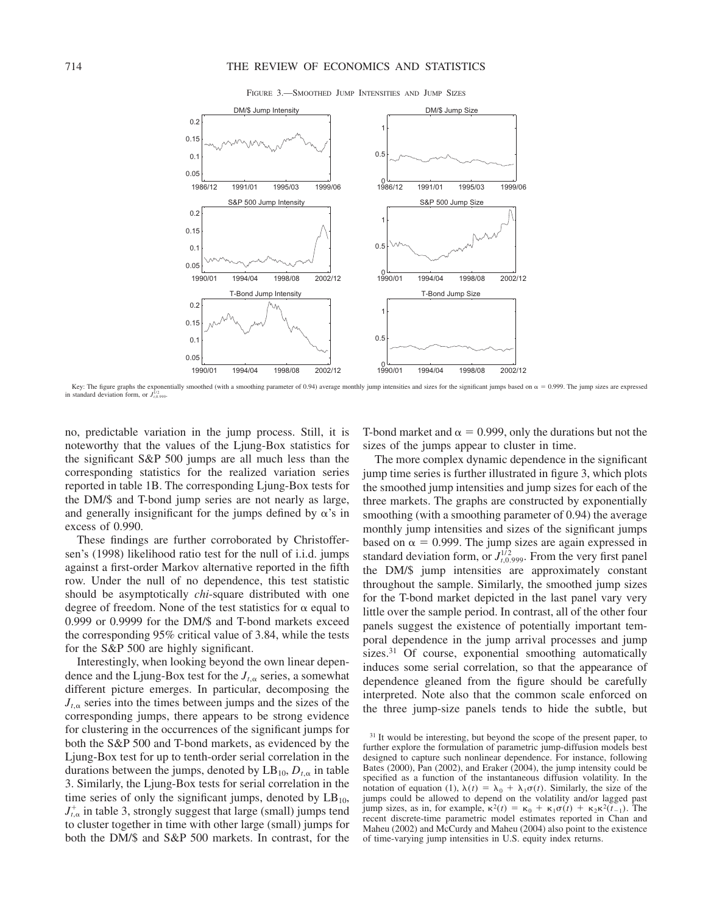FIGURE 3.—SMOOTHED JUMP INTENSITIES AND JUMP SIZES

Key: The figure graphs the exponentially smoothed (with a smoothing parameter of 0.94) average monthly jump intensities and sizes for the significant jumps based on $\alpha = 0.999$. The jump sizes are expressed in standard deviation form, or $J_{t,0.999}^{1/2}$.

no, predictable variation in the jump process. Still, it is noteworthy that the values of the Ljung-Box statistics for the significant S&P 500 jumps are all much less than the corresponding statistics for the realized variation series reported in table 1B. The corresponding Ljung-Box tests for the DM/$ and T-bond jump series are not nearly as large, and generally insignificant for the jumps defined by $\alpha$'s in excess of 0.990.

These findings are further corroborated by Christoffersen's (1998) likelihood ratio test for the null of i.i.d. jumps against a first-order Markov alternative reported in the fifth row. Under the null of no dependence, this test statistic should be asymptotically *chi*-square distributed with one degree of freedom. None of the test statistics for $\alpha$ equal to 0.999 or 0.9999 for the DM/$ and T-bond markets exceed the corresponding 95% critical value of 3.84, while the tests for the S&P 500 are highly significant.

Interestingly, when looking beyond the own linear dependence and the Ljung-Box test for the $J_{t,\alpha}$ series, a somewhat different picture emerges. In particular, decomposing the $J_{t,\alpha}$ series into the times between jumps and the sizes of the corresponding jumps, there appears to be strong evidence for clustering in the occurrences of the significant jumps for both the S&P 500 and T-bond markets, as evidenced by the Ljung-Box test for up to tenth-order serial correlation in the durations between the jumps, denoted by $\text{LB}_{10}$, $D_{t,\alpha}$ in table 3. Similarly, the Ljung-Box tests for serial correlation in the time series of only the significant jumps, denoted by $\text{LB}_{10}$, $J_{t,\alpha}^{+}$ in table 3, strongly suggest that large (small) jumps tend to cluster together in time with other large (small) jumps for both the DM/$ and S&P 500 markets. In contrast, for the T-bond market and $\alpha = 0.999$, only the durations but not the sizes of the jumps appear to cluster in time.

The more complex dynamic dependence in the significant jump time series is further illustrated in figure 3, which plots the smoothed jump intensities and jump sizes for each of the three markets. The graphs are constructed by exponentially smoothing (with a smoothing parameter of 0.94) the average monthly jump intensities and sizes of the significant jumps based on $\alpha = 0.999$. The jump sizes are again expressed in standard deviation form, or $J_{t,0.999}^{1/2}$. From the very first panel the DM/$ jump intensities are approximately constant throughout the sample. Similarly, the smoothed jump sizes for the T-bond market depicted in the last panel vary very little over the sample period. In contrast, all of the other four panels suggest the existence of potentially important temporal dependence in the jump arrival processes and jump sizes.[31] Of course, exponential smoothing automatically induces some serial correlation, so that the appearance of dependence gleaned from the figure should be carefully interpreted. Note also that the common scale enforced on the three jump-size panels tends to hide the subtle, but

[31] It would be interesting, but beyond the scope of the present paper, to further explore the formulation of parametric jump-diffusion models best designed to capture such nonlinear dependence. For instance, following Bates (2000), Pan (2002), and Eraker (2004), the jump intensity could be specified as a function of the instantaneous diffusion volatility. In the notation of equation (1), $\lambda(t) = \lambda_0 + \lambda_1\sigma(t)$. Similarly, the size of the jumps could be allowed to depend on the volatility and/or lagged past jump sizes, as in, for example, $\kappa^2(t) = \kappa_0 + \kappa_1\sigma(t) + \kappa_2\kappa^2(t_{-1})$. The recent discrete-time parametric model estimates reported in Chan and Maheu (2002) and McCurdy and Maheu (2004) also point to the existence of time-varying jump intensities in U.S. equity index returns.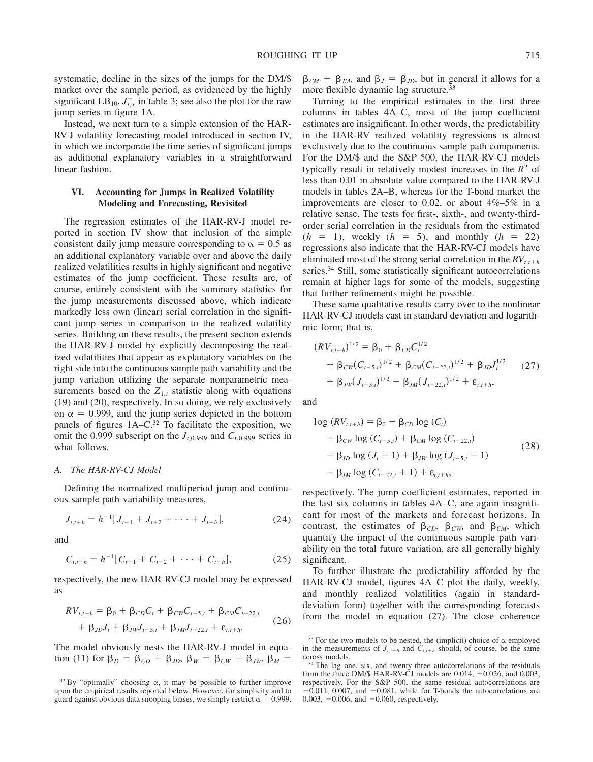systematic, decline in the sizes of the jumps for the DM/$ market over the sample period, as evidenced by the highly significant $LB_{10}$, $J^{+}_{t,\alpha}$ in table 3; see also the plot for the raw jump series in figure 1A.

Instead, we next turn to a simple extension of the HAR-RV-J volatility forecasting model introduced in section IV, in which we incorporate the time series of significant jumps as additional explanatory variables in a straightforward linear fashion.

## VI. Accounting for Jumps in Realized Volatility Modeling and Forecasting, Revisited

The regression estimates of the HAR-RV-J model reported in section IV show that inclusion of the simple consistent daily jump measure corresponding to $\alpha = 0.5$ as an additional explanatory variable over and above the daily realized volatilities results in highly significant and negative estimates of the jump coefficient. These results are, of course, entirely consistent with the summary statistics for the jump measurements discussed above, which indicate markedly less own (linear) serial correlation in the significant jump series in comparison to the realized volatility series. Building on these results, the present section extends the HAR-RV-J model by explicitly decomposing the realized volatilities that appear as explanatory variables on the right side into the continuous sample path variability and the jump variation utilizing the separate nonparametric measurements based on the $Z_{1,t}$ statistic along with equations (19) and (20), respectively. In so doing, we rely exclusively on $\alpha = 0.999$, and the jump series depicted in the bottom panels of figures 1A–C.[32] To facilitate the exposition, we omit the 0.999 subscript on the $J_{t,0.999}$ and $C_{t,0.999}$ series in what follows.

### A. The HAR-RV-CJ Model

Defining the normalized multiperiod jump and continuous sample path variability measures,

$$J_{t,t+h} = h^{-1}[J_{t+1} + J_{t+2} + \cdots + J_{t+h}], \tag{24}$$

and

$$C_{t,t+h} = h^{-1}[C_{t+1} + C_{t+2} + \cdots + C_{t+h}], \tag{25}$$

respectively, the new HAR-RV-CJ model may be expressed as

$$\begin{aligned} RV_{t,t+h} &= \beta_0 + \beta_{CD} C_t + \beta_{CW} C_{t-5,t} + \beta_{CM} C_{t-22,t} \\ &\quad + \beta_{JD} J_t + \beta_{JW} J_{t-5,t} + \beta_{JM} J_{t-22,t} + \varepsilon_{t,t+h}. \end{aligned} \tag{26}$$

The model obviously nests the HAR-RV-J model in equation (11) for $\beta_D = \beta_{CD} + \beta_{JD}$, $\beta_W = \beta_{CW} + \beta_{JW}$, $\beta_M = \beta_{CM} + \beta_{JM}$, and $\beta_J = \beta_{JD}$, but in general it allows for a more flexible dynamic lag structure.[33]

Turning to the empirical estimates in the first three columns in tables 4A–C, most of the jump coefficient estimates are insignificant. In other words, the predictability in the HAR-RV realized volatility regressions is almost exclusively due to the continuous sample path components. For the DM/$ and the S&P 500, the HAR-RV-CJ models typically result in relatively modest increases in the $R^2$ of less than 0.01 in absolute value compared to the HAR-RV-J models in tables 2A–B, whereas for the T-bond market the improvements are closer to 0.02, or about 4%–5% in a relative sense. The tests for first-, sixth-, and twenty-third-order serial correlation in the residuals from the estimated ($h = 1$), weekly ($h = 5$), and monthly ($h = 22$) regressions also indicate that the HAR-RV-CJ models have eliminated most of the strong serial correlation in the $RV_{t,t+h}$ series.[34] Still, some statistically significant autocorrelations remain at higher lags for some of the models, suggesting that further refinements might be possible.

These same qualitative results carry over to the nonlinear HAR-RV-CJ models cast in standard deviation and logarithmic form; that is,

$$\begin{aligned} (RV_{t,t+h})^{1/2} &= \beta_0 + \beta_{CD} C_t^{1/2} \\ &\quad + \beta_{CW}(C_{t-5,t})^{1/2} + \beta_{CM}(C_{t-22,t})^{1/2} + \beta_{JD} J_t^{1/2} \\ &\quad + \beta_{JW}(J_{t-5,t})^{1/2} + \beta_{JM}(J_{t-22,t})^{1/2} + \varepsilon_{t,t+h}, \end{aligned} \tag{27}$$

and

$$\begin{aligned} \log(RV_{t,t+h}) &= \beta_0 + \beta_{CD} \log(C_t) \\ &\quad + \beta_{CW} \log(C_{t-5,t}) + \beta_{CM} \log(C_{t-22,t}) \\ &\quad + \beta_{JD} \log(J_t + 1) + \beta_{JW} \log(J_{t-5,t} + 1) \\ &\quad + \beta_{JM} \log(C_{t-22,t} + 1) + \varepsilon_{t,t+h}, \end{aligned} \tag{28}$$

respectively. The jump coefficient estimates, reported in the last six columns in tables 4A–C, are again insignificant for most of the markets and forecast horizons. In contrast, the estimates of $\beta_{CD}$, $\beta_{CW}$, and $\beta_{CM}$, which quantify the impact of the continuous sample path variability on the total future variation, are all generally highly significant.

To further illustrate the predictability afforded by the HAR-RV-CJ model, figures 4A–C plot the daily, weekly, and monthly realized volatilities (again in standard-deviation form) together with the corresponding forecasts from the model in equation (27). The close coherence

[32] By "optimally" choosing $\alpha$, it may be possible to further improve upon the empirical results reported below. However, for simplicity and to guard against obvious data snooping biases, we simply restrict $\alpha = 0.999$.

[33] For the two models to be nested, the (implicit) choice of $\alpha$ employed in the measurements of $J_{t,t+h}$ and $C_{t,t+h}$ should, of course, be the same across models.

[34] The lag one, six, and twenty-three autocorrelations of the residuals from the three DM/$ HAR-RV-CJ models are 0.014, −0.026, and 0.003, respectively. For the S&P 500, the same residual autocorrelations are −0.011, 0.007, and −0.081, while for T-bonds the autocorrelations are 0.003, −0.006, and −0.060, respectively.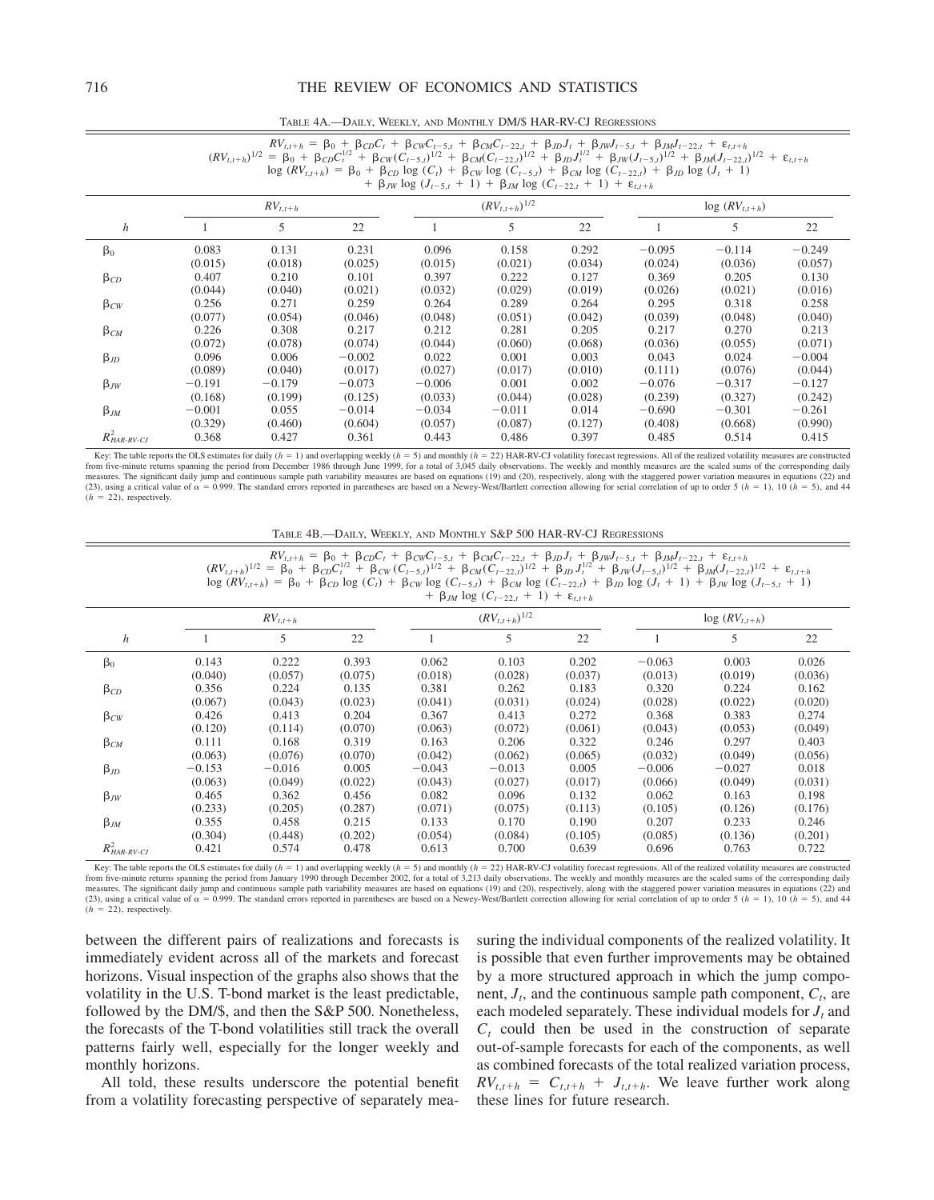TABLE 4A.—DAILY, WEEKLY, AND MONTHLY DM/$ HAR-RV-CJ REGRESSIONS

$$RV_{t,t+h} = \beta_0 + \beta_{CD}C_t + \beta_{CW}C_{t-5,t} + \beta_{CM}C_{t-22,t} + \beta_{JD}J_t + \beta_{JW}J_{t-5,t} + \beta_{JM}J_{t-22,t} + \varepsilon_{t,t+h}$$
$$(RV_{t,t+h})^{1/2} = \beta_0 + \beta_{CD}C_t^{1/2} + \beta_{CW}(C_{t-5,t})^{1/2} + \beta_{CM}(C_{t-22,t})^{1/2} + \beta_{JD}J_t^{1/2} + \beta_{JW}(J_{t-5,t})^{1/2} + \beta_{JM}(J_{t-22,t})^{1/2} + \varepsilon_{t,t+h}$$
$$\log(RV_{t,t+h}) = \beta_0 + \beta_{CD}\log(C_t) + \beta_{CW}\log(C_{t-5,t}) + \beta_{CM}\log(C_{t-22,t}) + \beta_{JD}\log(J_t + 1) + \beta_{JW}\log(J_{t-5,t} + 1) + \beta_{JM}\log(C_{t-22,t} + 1) + \varepsilon_{t,t+h}$$

| | $RV_{t,t+h}$ | | | $(RV_{t,t+h})^{1/2}$ | | | $\log(RV_{t,t+h})$ | | |
|---|---|---|---|---|---|---|---|---|---|
| $h$ | 1 | 5 | 22 | 1 | 5 | 22 | 1 | 5 | 22 |
| $\beta_0$ | 0.083 | 0.131 | 0.231 | 0.096 | 0.158 | 0.292 | −0.095 | −0.114 | −0.249 |
| | (0.015) | (0.018) | (0.025) | (0.015) | (0.021) | (0.034) | (0.024) | (0.036) | (0.057) |
| $\beta_{CD}$ | 0.407 | 0.210 | 0.101 | 0.397 | 0.222 | 0.127 | 0.369 | 0.205 | 0.130 |
| | (0.044) | (0.040) | (0.021) | (0.032) | (0.029) | (0.019) | (0.026) | (0.021) | (0.016) |
| $\beta_{CW}$ | 0.256 | 0.271 | 0.259 | 0.264 | 0.289 | 0.264 | 0.295 | 0.318 | 0.258 |
| | (0.077) | (0.054) | (0.046) | (0.048) | (0.051) | (0.042) | (0.039) | (0.048) | (0.040) |
| $\beta_{CM}$ | 0.226 | 0.308 | 0.217 | 0.212 | 0.281 | 0.205 | 0.217 | 0.270 | 0.213 |
| | (0.072) | (0.078) | (0.074) | (0.044) | (0.060) | (0.068) | (0.036) | (0.055) | (0.071) |
| $\beta_{JD}$ | 0.096 | 0.006 | −0.002 | 0.022 | 0.001 | 0.003 | 0.043 | 0.024 | −0.004 |
| | (0.089) | (0.040) | (0.017) | (0.027) | (0.017) | (0.010) | (0.111) | (0.076) | (0.044) |
| $\beta_{JW}$ | −0.191 | −0.179 | −0.073 | −0.006 | 0.001 | 0.002 | −0.076 | −0.317 | −0.127 |
| | (0.168) | (0.199) | (0.125) | (0.033) | (0.044) | (0.028) | (0.239) | (0.327) | (0.242) |
| $\beta_{JM}$ | −0.001 | 0.055 | −0.014 | −0.034 | −0.011 | 0.014 | −0.690 | −0.301 | −0.261 |
| | (0.329) | (0.460) | (0.604) | (0.057) | (0.087) | (0.127) | (0.408) | (0.668) | (0.990) |
| $R^2_{HAR\text{-}RV\text{-}CJ}$ | 0.368 | 0.427 | 0.361 | 0.443 | 0.486 | 0.397 | 0.485 | 0.514 | 0.415 |

Key: The table reports the OLS estimates for daily ($h = 1$) and overlapping weekly ($h = 5$) and monthly ($h = 22$) HAR-RV-CJ volatility forecast regressions. All of the realized volatility measures are constructed from five-minute returns spanning the period from December 1986 through June 1999, for a total of 3,045 daily observations. The weekly and monthly measures are the scaled sums of the corresponding daily measures. The significant daily jump and continuous sample path variability measures are based on equations (19) and (20), respectively, along with the staggered power variation measures in equations (22) and (23), using a critical value of $\alpha = 0.999$. The standard errors reported in parentheses are based on a Newey-West/Bartlett correction allowing for serial correlation of up to order 5 ($h = 1$), 10 ($h = 5$), and 44 ($h = 22$), respectively.

TABLE 4B.—DAILY, WEEKLY, AND MONTHLY S&P 500 HAR-RV-CJ REGRESSIONS

$$RV_{t,t+h} = \beta_0 + \beta_{CD}C_t + \beta_{CW}C_{t-5,t} + \beta_{CM}C_{t-22,t} + \beta_{JD}J_t + \beta_{JW}J_{t-5,t} + \beta_{JM}J_{t-22,t} + \varepsilon_{t,t+h}$$
$$(RV_{t,t+h})^{1/2} = \beta_0 + \beta_{CD}C_t^{1/2} + \beta_{CW}(C_{t-5,t})^{1/2} + \beta_{CM}(C_{t-22,t})^{1/2} + \beta_{JD}J_t^{1/2} + \beta_{JW}(J_{t-5,t})^{1/2} + \beta_{JM}(J_{t-22,t})^{1/2} + \varepsilon_{t,t+h}$$
$$\log(RV_{t,t+h}) = \beta_0 + \beta_{CD}\log(C_t) + \beta_{CW}\log(C_{t-5,t}) + \beta_{CM}\log(C_{t-22,t}) + \beta_{JD}\log(J_t + 1) + \beta_{JW}\log(J_{t-5,t} + 1) + \beta_{JM}\log(C_{t-22,t} + 1) + \varepsilon_{t,t+h}$$

| | $RV_{t,t+h}$ | | | $(RV_{t,t+h})^{1/2}$ | | | $\log(RV_{t,t+h})$ | | |
|---|---|---|---|---|---|---|---|---|---|
| $h$ | 1 | 5 | 22 | 1 | 5 | 22 | 1 | 5 | 22 |
| $\beta_0$ | 0.143 | 0.222 | 0.393 | 0.062 | 0.103 | 0.202 | −0.063 | 0.003 | 0.026 |
| | (0.040) | (0.057) | (0.075) | (0.018) | (0.028) | (0.037) | (0.013) | (0.019) | (0.036) |
| $\beta_{CD}$ | 0.356 | 0.224 | 0.135 | 0.381 | 0.262 | 0.183 | 0.320 | 0.224 | 0.162 |
| | (0.067) | (0.043) | (0.023) | (0.041) | (0.031) | (0.024) | (0.028) | (0.022) | (0.020) |
| $\beta_{CW}$ | 0.426 | 0.413 | 0.204 | 0.367 | 0.413 | 0.272 | 0.368 | 0.383 | 0.274 |
| | (0.120) | (0.114) | (0.070) | (0.063) | (0.072) | (0.061) | (0.043) | (0.053) | (0.049) |
| $\beta_{CM}$ | 0.111 | 0.168 | 0.319 | 0.163 | 0.206 | 0.322 | 0.246 | 0.297 | 0.403 |
| | (0.063) | (0.076) | (0.070) | (0.042) | (0.062) | (0.065) | (0.032) | (0.049) | (0.056) |
| $\beta_{JD}$ | −0.153 | −0.016 | 0.005 | −0.043 | −0.013 | 0.005 | −0.006 | −0.027 | 0.018 |
| | (0.063) | (0.049) | (0.022) | (0.043) | (0.027) | (0.017) | (0.066) | (0.049) | (0.031) |
| $\beta_{JW}$ | 0.465 | 0.362 | 0.456 | 0.082 | 0.096 | 0.132 | 0.062 | 0.163 | 0.198 |
| | (0.233) | (0.205) | (0.287) | (0.071) | (0.075) | (0.113) | (0.105) | (0.126) | (0.176) |
| $\beta_{JM}$ | 0.355 | 0.458 | 0.215 | 0.133 | 0.170 | 0.190 | 0.207 | 0.233 | 0.246 |
| | (0.304) | (0.448) | (0.202) | (0.054) | (0.084) | (0.105) | (0.085) | (0.136) | (0.201) |
| $R^2_{HAR\text{-}RV\text{-}CJ}$ | 0.421 | 0.574 | 0.478 | 0.613 | 0.700 | 0.639 | 0.696 | 0.763 | 0.722 |

Key: The table reports the OLS estimates for daily ($h = 1$) and overlapping weekly ($h = 5$) and monthly ($h = 22$) HAR-RV-CJ volatility forecast regressions. All of the realized volatility measures are constructed from five-minute returns spanning the period from January 1990 through December 2002, for a total of 3,213 daily observations. The weekly and monthly measures are the scaled sums of the corresponding daily measures. The significant daily jump and continuous sample path variability measures are based on equations (19) and (20), respectively, along with the staggered power variation measures in equations (22) and (23), using a critical value of $\alpha = 0.999$. The standard errors reported in parentheses are based on a Newey-West/Bartlett correction allowing for serial correlation of up to order 5 ($h = 1$), 10 ($h = 5$), and 44 ($h = 22$), respectively.

between the different pairs of realizations and forecasts is immediately evident across all of the markets and forecast horizons. Visual inspection of the graphs also shows that the volatility in the U.S. T-bond market is the least predictable, followed by the DM/$, and then the S&P 500. Nonetheless, the forecasts of the T-bond volatilities still track the overall patterns fairly well, especially for the longer weekly and monthly horizons.

All told, these results underscore the potential benefit from a volatility forecasting perspective of separately measuring the individual components of the realized volatility. It is possible that even further improvements may be obtained by a more structured approach in which the jump component, $J_t$, and the continuous sample path component, $C_t$, are each modeled separately. These individual models for $J_t$ and $C_t$ could then be used in the construction of separate out-of-sample forecasts for each of the components, as well as combined forecasts of the total realized variation process, $RV_{t,t+h} = C_{t,t+h} + J_{t,t+h}$. We leave further work along these lines for future research.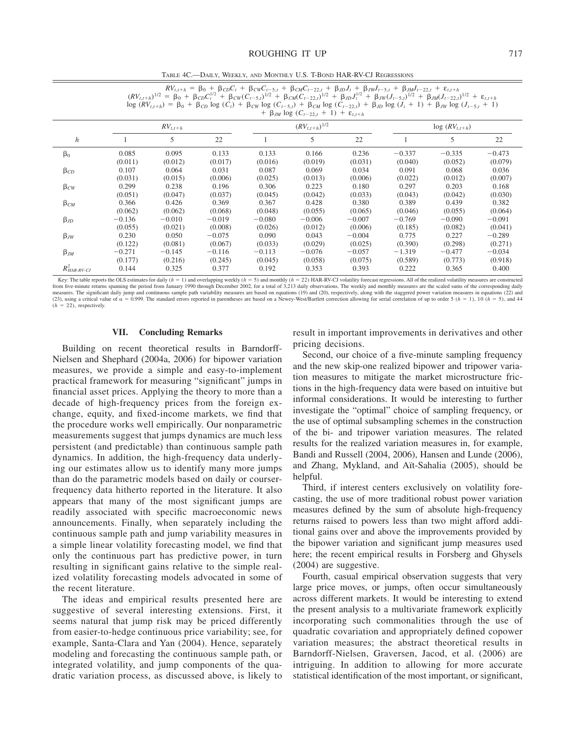TABLE 4C.—DAILY, WEEKLY, AND MONTHLY U.S. T-BOND HAR-RV-CJ REGRESSIONS

$$RV_{t,t+h} = \beta_0 + \beta_{CD}C_t + \beta_{CW}C_{t-5,t} + \beta_{CM}C_{t-22,t} + \beta_{JD}J_t + \beta_{JW}J_{t-5,t} + \beta_{JM}J_{t-22,t} + \varepsilon_{t,t+h}$$

$$(RV_{t,t+h})^{1/2} = \beta_0 + \beta_{CD}C_t^{1/2} + \beta_{CW}(C_{t-5,t})^{1/2} + \beta_{CM}(C_{t-22,t})^{1/2} + \beta_{JD}J_t^{1/2} + \beta_{JW}(J_{t-5,t})^{1/2} + \beta_{JM}(J_{t-22,t})^{1/2} + \varepsilon_{t,t+h}$$

$$\log(RV_{t,t+h}) = \beta_0 + \beta_{CD}\log(C_t) + \beta_{CW}\log(C_{t-5,t}) + \beta_{CM}\log(C_{t-22,t}) + \beta_{JD}\log(J_t + 1) + \beta_{JW}\log(J_{t-5,t} + 1) + \beta_{JM}\log(C_{t-22,t} + 1) + \varepsilon_{t,t+h}$$

| | $RV_{t,t+h}$ | | | $(RV_{t,t+h})^{1/2}$ | | | $\log(RV_{t,t+h})$ | | |
|---|---|---|---|---|---|---|---|---|---|
| $h$ | 1 | 5 | 22 | 1 | 5 | 22 | 1 | 5 | 22 |
| $\beta_0$ | 0.085 | 0.095 | 0.133 | 0.133 | 0.166 | 0.236 | −0.337 | −0.335 | −0.473 |
| | (0.011) | (0.012) | (0.017) | (0.016) | (0.019) | (0.031) | (0.040) | (0.052) | (0.079) |
| $\beta_{CD}$ | 0.107 | 0.064 | 0.031 | 0.087 | 0.069 | 0.034 | 0.091 | 0.068 | 0.036 |
| | (0.031) | (0.015) | (0.006) | (0.025) | (0.013) | (0.006) | (0.022) | (0.012) | (0.007) |
| $\beta_{CW}$ | 0.299 | 0.238 | 0.196 | 0.306 | 0.223 | 0.180 | 0.297 | 0.203 | 0.168 |
| | (0.051) | (0.047) | (0.037) | (0.045) | (0.042) | (0.033) | (0.043) | (0.042) | (0.030) |
| $\beta_{CM}$ | 0.366 | 0.426 | 0.369 | 0.367 | 0.428 | 0.380 | 0.389 | 0.439 | 0.382 |
| | (0.062) | (0.062) | (0.068) | (0.048) | (0.055) | (0.065) | (0.046) | (0.055) | (0.064) |
| $\beta_{JD}$ | −0.136 | −0.010 | −0.019 | −0.080 | −0.006 | −0.007 | −0.769 | −0.090 | −0.091 |
| | (0.055) | (0.021) | (0.008) | (0.026) | (0.012) | (0.006) | (0.185) | (0.082) | (0.041) |
| $\beta_{JW}$ | 0.230 | 0.050 | −0.075 | 0.090 | 0.043 | −0.004 | 0.775 | 0.227 | −0.289 |
| | (0.122) | (0.081) | (0.067) | (0.033) | (0.029) | (0.025) | (0.390) | (0.298) | (0.271) |
| $\beta_{JM}$ | −0.271 | −0.145 | −0.116 | −0.113 | −0.076 | −0.057 | −1.319 | −0.477 | −0.034 |
| | (0.177) | (0.216) | (0.245) | (0.045) | (0.058) | (0.075) | (0.589) | (0.773) | (0.918) |
| $R^2_{HAR\text{-}RV\text{-}CJ}$ | 0.144 | 0.325 | 0.377 | 0.192 | 0.353 | 0.393 | 0.222 | 0.365 | 0.400 |

Key: The table reports the OLS estimates for daily ($h = 1$) and overlapping weekly ($h = 5$) and monthly ($h = 22$) HAR-RV-CJ volatility forecast regressions. All of the realized volatility measures are constructed from five-minute returns spanning the period from January 1990 through December 2002, for a total of 3,213 daily observations. The weekly and monthly measures are the scaled sums of the corresponding daily measures. The significant daily jump and continuous sample path variability measures are based on equations (19) and (20), respectively, along with the staggered power variation measures in equations (22) and (23), using a critical value of $\alpha = 0.999$. The standard errors reported in parentheses are based on a Newey-West/Bartlett correction allowing for serial correlation of up to order 5 ($h = 1$), 10 ($h = 5$), and 44 ($h = 22$), respectively.

## VII. Concluding Remarks

Building on recent theoretical results in Barndorff-Nielsen and Shephard (2004a, 2006) for bipower variation measures, we provide a simple and easy-to-implement practical framework for measuring "significant" jumps in financial asset prices. Applying the theory to more than a decade of high-frequency prices from the foreign exchange, equity, and fixed-income markets, we find that the procedure works well empirically. Our nonparametric measurements suggest that jumps dynamics are much less persistent (and predictable) than continuous sample path dynamics. In addition, the high-frequency data underlying our estimates allow us to identify many more jumps than do the parametric models based on daily or courser-frequency data hitherto reported in the literature. It also appears that many of the most significant jumps are readily associated with specific macroeconomic news announcements. Finally, when separately including the continuous sample path and jump variability measures in a simple linear volatility forecasting model, we find that only the continuous part has predictive power, in turn resulting in significant gains relative to the simple realized volatility forecasting models advocated in some of the recent literature.

The ideas and empirical results presented here are suggestive of several interesting extensions. First, it seems natural that jump risk may be priced differently from easier-to-hedge continuous price variability; see, for example, Santa-Clara and Yan (2004). Hence, separately modeling and forecasting the continuous sample path, or integrated volatility, and jump components of the quadratic variation process, as discussed above, is likely to result in important improvements in derivatives and other pricing decisions.

Second, our choice of a five-minute sampling frequency and the new skip-one realized bipower and tripower variation measures to mitigate the market microstructure frictions in the high-frequency data were based on intuitive but informal considerations. It would be interesting to further investigate the "optimal" choice of sampling frequency, or the use of optimal subsampling schemes in the construction of the bi- and tripower variation measures. The related results for the realized variation measures in, for example, Bandi and Russell (2004, 2006), Hansen and Lunde (2006), and Zhang, Mykland, and Aït-Sahalia (2005), should be helpful.

Third, if interest centers exclusively on volatility forecasting, the use of more traditional robust power variation measures defined by the sum of absolute high-frequency returns raised to powers less than two might afford additional gains over and above the improvements provided by the bipower variation and significant jump measures used here; the recent empirical results in Forsberg and Ghysels (2004) are suggestive.

Fourth, casual empirical observation suggests that very large price moves, or jumps, often occur simultaneously across different markets. It would be interesting to extend the present analysis to a multivariate framework explicitly incorporating such commonalities through the use of quadratic covariation and appropriately defined copower variation measures; the abstract theoretical results in Barndorff-Nielsen, Graversen, Jacod, et al. (2006) are intriguing. In addition to allowing for more accurate statistical identification of the most important, or significant,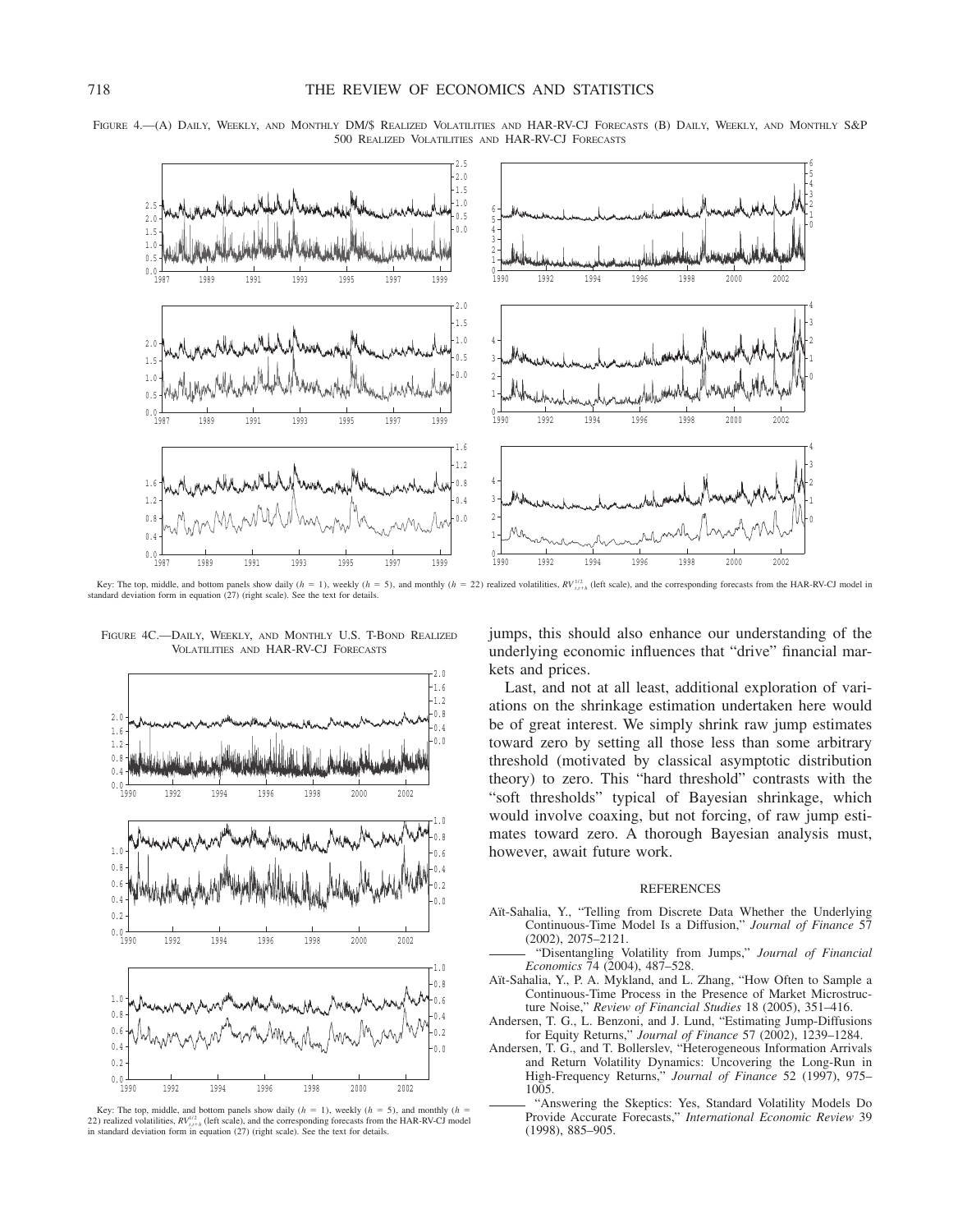FIGURE 4.—(A) DAILY, WEEKLY, AND MONTHLY DM/$ REALIZED VOLATILITIES AND HAR-RV-CJ FORECASTS (B) DAILY, WEEKLY, AND MONTHLY S&P 500 REALIZED VOLATILITIES AND HAR-RV-CJ FORECASTS

Key: The top, middle, and bottom panels show daily ($h = 1$), weekly ($h = 5$), and monthly ($h = 22$) realized volatilities, $RV_{t,t+h}^{1/2}$ (left scale), and the corresponding forecasts from the HAR-RV-CJ model in standard deviation form in equation (27) (right scale). See the text for details.

FIGURE 4C.—DAILY, WEEKLY, AND MONTHLY U.S. T-BOND REALIZED VOLATILITIES AND HAR-RV-CJ FORECASTS

Key: The top, middle, and bottom panels show daily ($h = 1$), weekly ($h = 5$), and monthly ($h = 22$) realized volatilities, $RV_{t,t+h}^{1/2}$ (left scale), and the corresponding forecasts from the HAR-RV-CJ model in standard deviation form in equation (27) (right scale). See the text for details.

jumps, this should also enhance our understanding of the underlying economic influences that "drive" financial markets and prices.

Last, and not at all least, additional exploration of variations on the shrinkage estimation undertaken here would be of great interest. We simply shrink raw jump estimates toward zero by setting all those less than some arbitrary threshold (motivated by classical asymptotic distribution theory) to zero. This "hard threshold" contrasts with the "soft thresholds" typical of Bayesian shrinkage, which would involve coaxing, but not forcing, of raw jump estimates toward zero. A thorough Bayesian analysis must, however, await future work.

## REFERENCES

Aït-Sahalia, Y., "Telling from Discrete Data Whether the Underlying Continuous-Time Model Is a Diffusion," *Journal of Finance* 57 (2002), 2075–2121.

——— "Disentangling Volatility from Jumps," *Journal of Financial Economics* 74 (2004), 487–528.

Aït-Sahalia, Y., P. A. Mykland, and L. Zhang, "How Often to Sample a Continuous-Time Process in the Presence of Market Microstructure Noise," *Review of Financial Studies* 18 (2005), 351–416.

Andersen, T. G., L. Benzoni, and J. Lund, "Estimating Jump-Diffusions for Equity Returns," *Journal of Finance* 57 (2002), 1239–1284.

Andersen, T. G., and T. Bollerslev, "Heterogeneous Information Arrivals and Return Volatility Dynamics: Uncovering the Long-Run in High-Frequency Returns," *Journal of Finance* 52 (1997), 975–1005.

——— "Answering the Skeptics: Yes, Standard Volatility Models Do Provide Accurate Forecasts," *International Economic Review* 39 (1998), 885–905.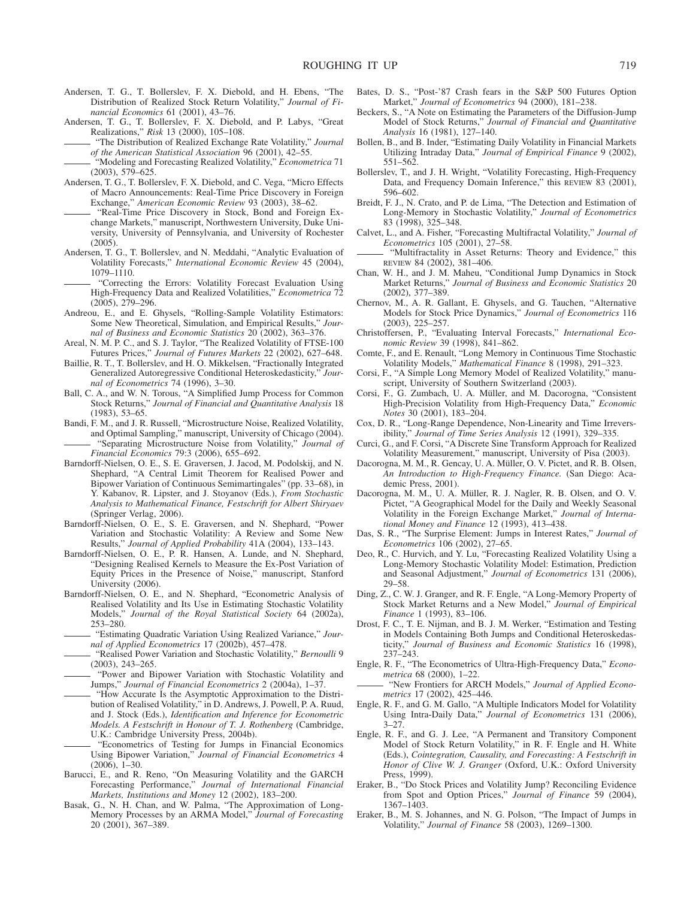Andersen, T. G., T. Bollerslev, F. X. Diebold, and H. Ebens, "The Distribution of Realized Stock Return Volatility," *Journal of Financial Economics* 61 (2001), 43–76.

Andersen, T. G., T. Bollerslev, F. X. Diebold, and P. Labys, "Great Realizations," *Risk* 13 (2000), 105–108.

——— "The Distribution of Realized Exchange Rate Volatility," *Journal of the American Statistical Association* 96 (2001), 42–55.

——— "Modeling and Forecasting Realized Volatility," *Econometrica* 71 (2003), 579–625.

Andersen, T. G., T. Bollerslev, F. X. Diebold, and C. Vega, "Micro Effects of Macro Announcements: Real-Time Price Discovery in Foreign Exchange," *American Economic Review* 93 (2003), 38–62.

——— "Real-Time Price Discovery in Stock, Bond and Foreign Exchange Markets," manuscript, Northwestern University, Duke University, University of Pennsylvania, and University of Rochester (2005).

Andersen, T. G., T. Bollerslev, and N. Meddahi, "Analytic Evaluation of Volatility Forecasts," *International Economic Review* 45 (2004), 1079–1110.

——— "Correcting the Errors: Volatility Forecast Evaluation Using High-Frequency Data and Realized Volatilities," *Econometrica* 72 (2005), 279–296.

Andreou, E., and E. Ghysels, "Rolling-Sample Volatility Estimators: Some New Theoretical, Simulation, and Empirical Results," *Journal of Business and Economic Statistics* 20 (2002), 363–376.

Areal, N. M. P. C., and S. J. Taylor, "The Realized Volatility of FTSE-100 Futures Prices," *Journal of Futures Markets* 22 (2002), 627–648.

Baillie, R. T., T. Bollerslev, and H. O. Mikkelsen, "Fractionally Integrated Generalized Autoregressive Conditional Heteroskedasticity," *Journal of Econometrics* 74 (1996), 3–30.

Ball, C. A., and W. N. Torous, "A Simplified Jump Process for Common Stock Returns," *Journal of Financial and Quantitative Analysis* 18 (1983), 53–65.

Bandi, F. M., and J. R. Russell, "Microstructure Noise, Realized Volatility, and Optimal Sampling," manuscript, University of Chicago (2004).

——— "Separating Microstructure Noise from Volatility," *Journal of Financial Economics* 79:3 (2006), 655–692.

Barndorff-Nielsen, O. E., S. E. Graversen, J. Jacod, M. Podolskij, and N. Shephard, "A Central Limit Theorem for Realised Power and Bipower Variation of Continuous Semimartingales" (pp. 33–68), in Y. Kabanov, R. Lipster, and J. Stoyanov (Eds.), *From Stochastic Analysis to Mathematical Finance, Festschrift for Albert Shiryaev* (Springer Verlag, 2006).

Barndorff-Nielsen, O. E., S. E. Graversen, and N. Shephard, "Power Variation and Stochastic Volatility: A Review and Some New Results," *Journal of Applied Probability* 41A (2004), 133–143.

Barndorff-Nielsen, O. E., P. R. Hansen, A. Lunde, and N. Shephard, "Designing Realised Kernels to Measure the Ex-Post Variation of Equity Prices in the Presence of Noise," manuscript, Stanford University (2006).

Barndorff-Nielsen, O. E., and N. Shephard, "Econometric Analysis of Realised Volatility and Its Use in Estimating Stochastic Volatility Models," *Journal of the Royal Statistical Society* 64 (2002a), 253–280.

——— "Estimating Quadratic Variation Using Realized Variance," *Journal of Applied Econometrics* 17 (2002b), 457–478.

——— "Realised Power Variation and Stochastic Volatility," *Bernoulli* 9 (2003), 243–265.

——— "Power and Bipower Variation with Stochastic Volatility and Jumps," *Journal of Financial Econometrics* 2 (2004a), 1–37.

——— "How Accurate Is the Asymptotic Approximation to the Distribution of Realised Volatility," in D. Andrews, J. Powell, P. A. Ruud, and J. Stock (Eds.), *Identification and Inference for Econometric Models. A Festschrift in Honour of T. J. Rothenberg* (Cambridge, U.K.: Cambridge University Press, 2004b).

——— "Econometrics of Testing for Jumps in Financial Economics Using Bipower Variation," *Journal of Financial Econometrics* 4 (2006), 1–30.

Barucci, E., and R. Reno, "On Measuring Volatility and the GARCH Forecasting Performance," *Journal of International Financial Markets, Institutions and Money* 12 (2002), 183–200.

Basak, G., N. H. Chan, and W. Palma, "The Approximation of Long-Memory Processes by an ARMA Model," *Journal of Forecasting* 20 (2001), 367–389.

Bates, D. S., "Post-'87 Crash fears in the S&P 500 Futures Option Market," *Journal of Econometrics* 94 (2000), 181–238.

Beckers, S., "A Note on Estimating the Parameters of the Diffusion-Jump Model of Stock Returns," *Journal of Financial and Quantitative Analysis* 16 (1981), 127–140.

Bollen, B., and B. Inder, "Estimating Daily Volatility in Financial Markets Utilizing Intraday Data," *Journal of Empirical Finance* 9 (2002), 551–562.

Bollerslev, T., and J. H. Wright, "Volatility Forecasting, High-Frequency Data, and Frequency Domain Inference," this REVIEW 83 (2001), 596–602.

Breidt, F. J., N. Crato, and P. de Lima, "The Detection and Estimation of Long-Memory in Stochastic Volatility," *Journal of Econometrics* 83 (1998), 325–348.

Calvet, L., and A. Fisher, "Forecasting Multifractal Volatility," *Journal of Econometrics* 105 (2001), 27–58.

——— "Multifractality in Asset Returns: Theory and Evidence," this REVIEW 84 (2002), 381–406.

Chan, W. H., and J. M. Maheu, "Conditional Jump Dynamics in Stock Market Returns," *Journal of Business and Economic Statistics* 20 (2002), 377–389.

Chernov, M., A. R. Gallant, E. Ghysels, and G. Tauchen, "Alternative Models for Stock Price Dynamics," *Journal of Econometrics* 116 (2003), 225–257.

Christoffersen, P., "Evaluating Interval Forecasts," *International Economic Review* 39 (1998), 841–862.

Comte, F., and E. Renault, "Long Memory in Continuous Time Stochastic Volatility Models," *Mathematical Finance* 8 (1998), 291–323.

Corsi, F., "A Simple Long Memory Model of Realized Volatility," manuscript, University of Southern Switzerland (2003).

Corsi, F., G. Zumbach, U. A. Müller, and M. Dacorogna, "Consistent High-Precision Volatility from High-Frequency Data," *Economic Notes* 30 (2001), 183–204.

Cox, D. R., "Long-Range Dependence, Non-Linearity and Time Irreversibility," *Journal of Time Series Analysis* 12 (1991), 329–335.

Curci, G., and F. Corsi, "A Discrete Sine Transform Approach for Realized Volatility Measurement," manuscript, University of Pisa (2003).

Dacorogna, M. M., R. Gencay, U. A. Müller, O. V. Pictet, and R. B. Olsen, *An Introduction to High-Frequency Finance.* (San Diego: Academic Press, 2001).

Dacorogna, M. M., U. A. Müller, R. J. Nagler, R. B. Olsen, and O. V. Pictet, "A Geographical Model for the Daily and Weekly Seasonal Volatility in the Foreign Exchange Market," *Journal of International Money and Finance* 12 (1993), 413–438.

Das, S. R., "The Surprise Element: Jumps in Interest Rates," *Journal of Econometrics* 106 (2002), 27–65.

Deo, R., C. Hurvich, and Y. Lu, "Forecasting Realized Volatility Using a Long-Memory Stochastic Volatility Model: Estimation, Prediction and Seasonal Adjustment," *Journal of Econometrics* 131 (2006), 29–58.

Ding, Z., C. W. J. Granger, and R. F. Engle, "A Long-Memory Property of Stock Market Returns and a New Model," *Journal of Empirical Finance* 1 (1993), 83–106.

Drost, F. C., T. E. Nijman, and B. J. M. Werker, "Estimation and Testing in Models Containing Both Jumps and Conditional Heteroskedasticity," *Journal of Business and Economic Statistics* 16 (1998), 237–243.

Engle, R. F., "The Econometrics of Ultra-High-Frequency Data," *Econometrica* 68 (2000), 1–22.

——— "New Frontiers for ARCH Models," *Journal of Applied Econometrics* 17 (2002), 425–446.

Engle, R. F., and G. M. Gallo, "A Multiple Indicators Model for Volatility Using Intra-Daily Data," *Journal of Econometrics* 131 (2006), 3–27.

Engle, R. F., and G. J. Lee, "A Permanent and Transitory Component Model of Stock Return Volatility," in R. F. Engle and H. White (Eds.), *Cointegration, Causality, and Forecasting: A Festschrift in Honor of Clive W. J. Granger* (Oxford, U.K.: Oxford University Press, 1999).

Eraker, B., "Do Stock Prices and Volatility Jump? Reconciling Evidence from Spot and Option Prices," *Journal of Finance* 59 (2004), 1367–1403.

Eraker, B., M. S. Johannes, and N. G. Polson, "The Impact of Jumps in Volatility," *Journal of Finance* 58 (2003), 1269–1300.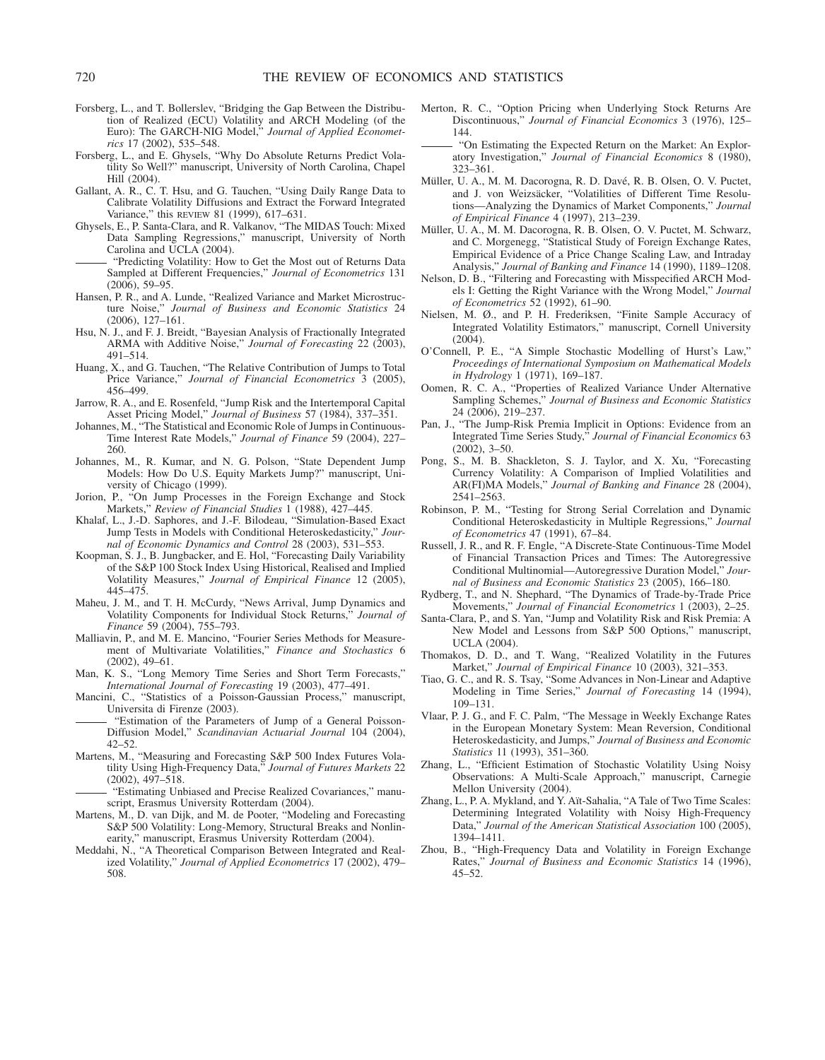Forsberg, L., and T. Bollerslev, "Bridging the Gap Between the Distribution of Realized (ECU) Volatility and ARCH Modeling (of the Euro): The GARCH-NIG Model," *Journal of Applied Econometrics* 17 (2002), 535–548.

Forsberg, L., and E. Ghysels, "Why Do Absolute Returns Predict Volatility So Well?" manuscript, University of North Carolina, Chapel Hill (2004).

Gallant, A. R., C. T. Hsu, and G. Tauchen, "Using Daily Range Data to Calibrate Volatility Diffusions and Extract the Forward Integrated Variance," this REVIEW 81 (1999), 617–631.

Ghysels, E., P. Santa-Clara, and R. Valkanov, "The MIDAS Touch: Mixed Data Sampling Regressions," manuscript, University of North Carolina and UCLA (2004).

——— "Predicting Volatility: How to Get the Most out of Returns Data Sampled at Different Frequencies," *Journal of Econometrics* 131 (2006), 59–95.

Hansen, P. R., and A. Lunde, "Realized Variance and Market Microstructure Noise," *Journal of Business and Economic Statistics* 24 (2006), 127–161.

Hsu, N. J., and F. J. Breidt, "Bayesian Analysis of Fractionally Integrated ARMA with Additive Noise," *Journal of Forecasting* 22 (2003), 491–514.

Huang, X., and G. Tauchen, "The Relative Contribution of Jumps to Total Price Variance," *Journal of Financial Econometrics* 3 (2005), 456–499.

Jarrow, R. A., and E. Rosenfeld, "Jump Risk and the Intertemporal Capital Asset Pricing Model," *Journal of Business* 57 (1984), 337–351.

Johannes, M., "The Statistical and Economic Role of Jumps in Continuous-Time Interest Rate Models," *Journal of Finance* 59 (2004), 227–260.

Johannes, M., R. Kumar, and N. G. Polson, "State Dependent Jump Models: How Do U.S. Equity Markets Jump?" manuscript, University of Chicago (1999).

Jorion, P., "On Jump Processes in the Foreign Exchange and Stock Markets," *Review of Financial Studies* 1 (1988), 427–445.

Khalaf, L., J.-D. Saphores, and J.-F. Bilodeau, "Simulation-Based Exact Jump Tests in Models with Conditional Heteroskedasticity," *Journal of Economic Dynamics and Control* 28 (2003), 531–553.

Koopman, S. J., B. Jungbacker, and E. Hol, "Forecasting Daily Variability of the S&P 100 Stock Index Using Historical, Realised and Implied Volatility Measures," *Journal of Empirical Finance* 12 (2005), 445–475.

Maheu, J. M., and T. H. McCurdy, "News Arrival, Jump Dynamics and Volatility Components for Individual Stock Returns," *Journal of Finance* 59 (2004), 755–793.

Malliavin, P., and M. E. Mancino, "Fourier Series Methods for Measurement of Multivariate Volatilities," *Finance and Stochastics* 6 (2002), 49–61.

Man, K. S., "Long Memory Time Series and Short Term Forecasts," *International Journal of Forecasting* 19 (2003), 477–491.

Mancini, C., "Statistics of a Poisson-Gaussian Process," manuscript, Universita di Firenze (2003).

——— "Estimation of the Parameters of Jump of a General Poisson-Diffusion Model," *Scandinavian Actuarial Journal* 104 (2004), 42–52.

Martens, M., "Measuring and Forecasting S&P 500 Index Futures Volatility Using High-Frequency Data," *Journal of Futures Markets* 22 (2002), 497–518.

——— "Estimating Unbiased and Precise Realized Covariances," manuscript, Erasmus University Rotterdam (2004).

Martens, M., D. van Dijk, and M. de Pooter, "Modeling and Forecasting S&P 500 Volatility: Long-Memory, Structural Breaks and Nonlinearity," manuscript, Erasmus University Rotterdam (2004).

Meddahi, N., "A Theoretical Comparison Between Integrated and Realized Volatility," *Journal of Applied Econometrics* 17 (2002), 479–508.

Merton, R. C., "Option Pricing when Underlying Stock Returns Are Discontinuous," *Journal of Financial Economics* 3 (1976), 125–144.

——— "On Estimating the Expected Return on the Market: An Exploratory Investigation," *Journal of Financial Economics* 8 (1980), 323–361.

Müller, U. A., M. M. Dacorogna, R. D. Davé, R. B. Olsen, O. V. Puctet, and J. von Weizsäcker, "Volatilities of Different Time Resolutions—Analyzing the Dynamics of Market Components," *Journal of Empirical Finance* 4 (1997), 213–239.

Müller, U. A., M. M. Dacorogna, R. B. Olsen, O. V. Puctet, M. Schwarz, and C. Morgenegg, "Statistical Study of Foreign Exchange Rates, Empirical Evidence of a Price Change Scaling Law, and Intraday Analysis," *Journal of Banking and Finance* 14 (1990), 1189–1208.

Nelson, D. B., "Filtering and Forecasting with Misspecified ARCH Models I: Getting the Right Variance with the Wrong Model," *Journal of Econometrics* 52 (1992), 61–90.

Nielsen, M. Ø., and P. H. Frederiksen, "Finite Sample Accuracy of Integrated Volatility Estimators," manuscript, Cornell University (2004).

O'Connell, P. E., "A Simple Stochastic Modelling of Hurst's Law," *Proceedings of International Symposium on Mathematical Models in Hydrology* 1 (1971), 169–187.

Oomen, R. C. A., "Properties of Realized Variance Under Alternative Sampling Schemes," *Journal of Business and Economic Statistics* 24 (2006), 219–237.

Pan, J., "The Jump-Risk Premia Implicit in Options: Evidence from an Integrated Time Series Study," *Journal of Financial Economics* 63 (2002), 3–50.

Pong, S., M. B. Shackleton, S. J. Taylor, and X. Xu, "Forecasting Currency Volatility: A Comparison of Implied Volatilities and AR(FI)MA Models," *Journal of Banking and Finance* 28 (2004), 2541–2563.

Robinson, P. M., "Testing for Strong Serial Correlation and Dynamic Conditional Heteroskedasticity in Multiple Regressions," *Journal of Econometrics* 47 (1991), 67–84.

Russell, J. R., and R. F. Engle, "A Discrete-State Continuous-Time Model of Financial Transaction Prices and Times: The Autoregressive Conditional Multinomial—Autoregressive Duration Model," *Journal of Business and Economic Statistics* 23 (2005), 166–180.

Rydberg, T., and N. Shephard, "The Dynamics of Trade-by-Trade Price Movements," *Journal of Financial Econometrics* 1 (2003), 2–25.

Santa-Clara, P., and S. Yan, "Jump and Volatility Risk and Risk Premia: A New Model and Lessons from S&P 500 Options," manuscript, UCLA (2004).

Thomakos, D. D., and T. Wang, "Realized Volatility in the Futures Market," *Journal of Empirical Finance* 10 (2003), 321–353.

Tiao, G. C., and R. S. Tsay, "Some Advances in Non-Linear and Adaptive Modeling in Time Series," *Journal of Forecasting* 14 (1994), 109–131.

Vlaar, P. J. G., and F. C. Palm, "The Message in Weekly Exchange Rates in the European Monetary System: Mean Reversion, Conditional Heteroskedasticity, and Jumps," *Journal of Business and Economic Statistics* 11 (1993), 351–360.

Zhang, L., "Efficient Estimation of Stochastic Volatility Using Noisy Observations: A Multi-Scale Approach," manuscript, Carnegie Mellon University (2004).

Zhang, L., P. A. Mykland, and Y. Aït-Sahalia, "A Tale of Two Time Scales: Determining Integrated Volatility with Noisy High-Frequency Data," *Journal of the American Statistical Association* 100 (2005), 1394–1411.

Zhou, B., "High-Frequency Data and Volatility in Foreign Exchange Rates," *Journal of Business and Economic Statistics* 14 (1996), 45–52.